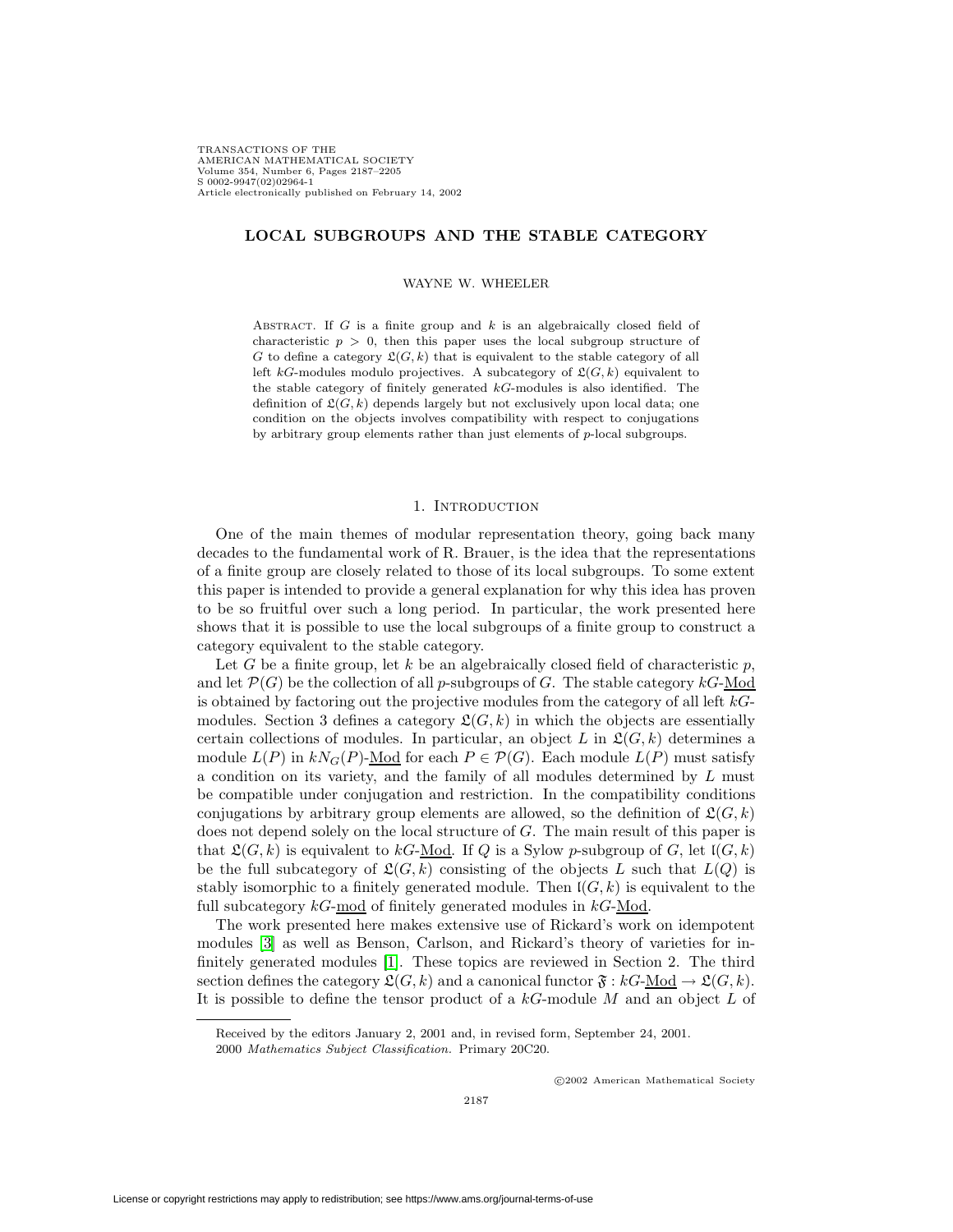# LOCAL SUBGROUPS AND THE STABLE CATEGORY

WAYNE W. WHEELER

Abstract. If $G$ is a finite group and $k$ is an algebraically closed field of characteristic $p > 0$, then this paper uses the local subgroup structure of $G$ to define a category $\mathfrak{L}(G,k)$ that is equivalent to the stable category of all left $kG$-modules modulo projectives. A subcategory of $\mathfrak{L}(G,k)$ equivalent to the stable category of finitely generated $kG$-modules is also identified. The definition of $\mathfrak{L}(G,k)$ depends largely but not exclusively upon local data; one condition on the objects involves compatibility with respect to conjugations by arbitrary group elements rather than just elements of $p$-local subgroups.

## 1. Introduction

One of the main themes of modular representation theory, going back many decades to the fundamental work of R. Brauer, is the idea that the representations of a finite group are closely related to those of its local subgroups. To some extent this paper is intended to provide a general explanation for why this idea has proven to be so fruitful over such a long period. In particular, the work presented here shows that it is possible to use the local subgroups of a finite group to construct a category equivalent to the stable category.

Let $G$ be a finite group, let $k$ be an algebraically closed field of characteristic $p$, and let $\mathcal{P}(G)$ be the collection of all $p$-subgroups of $G$. The stable category $kG\text{-}\underline{\mathrm{Mod}}$ is obtained by factoring out the projective modules from the category of all left $kG$-modules. Section 3 defines a category $\mathfrak{L}(G,k)$ in which the objects are essentially certain collections of modules. In particular, an object $L$ in $\mathfrak{L}(G,k)$ determines a module $L(P)$ in $kN_G(P)\text{-}\underline{\mathrm{Mod}}$ for each $P \in \mathcal{P}(G)$. Each module $L(P)$ must satisfy a condition on its variety, and the family of all modules determined by $L$ must be compatible under conjugation and restriction. In the compatibility conditions conjugations by arbitrary group elements are allowed, so the definition of $\mathfrak{L}(G,k)$ does not depend solely on the local structure of $G$. The main result of this paper is that $\mathfrak{L}(G,k)$ is equivalent to $kG\text{-}\underline{\mathrm{Mod}}$. If $Q$ is a Sylow $p$-subgroup of $G$, let $\mathfrak{l}(G,k)$ be the full subcategory of $\mathfrak{L}(G,k)$ consisting of the objects $L$ such that $L(Q)$ is stably isomorphic to a finitely generated module. Then $\mathfrak{l}(G,k)$ is equivalent to the full subcategory $kG\text{-}\underline{\mathrm{mod}}$ of finitely generated modules in $kG\text{-}\underline{\mathrm{Mod}}$.

The work presented here makes extensive use of Rickard's work on idempotent modules [3] as well as Benson, Carlson, and Rickard's theory of varieties for infinitely generated modules [1]. These topics are reviewed in Section 2. The third section defines the category $\mathfrak{L}(G,k)$ and a canonical functor $\mathfrak{F} : kG\text{-}\underline{\mathrm{Mod}} \to \mathfrak{L}(G,k)$. It is possible to define the tensor product of a $kG$-module $M$ and an object $L$ of

Received by the editors January 2, 2001 and, in revised form, September 24, 2001.

2000 *Mathematics Subject Classification.* Primary 20C20.

©2002 American Mathematical Society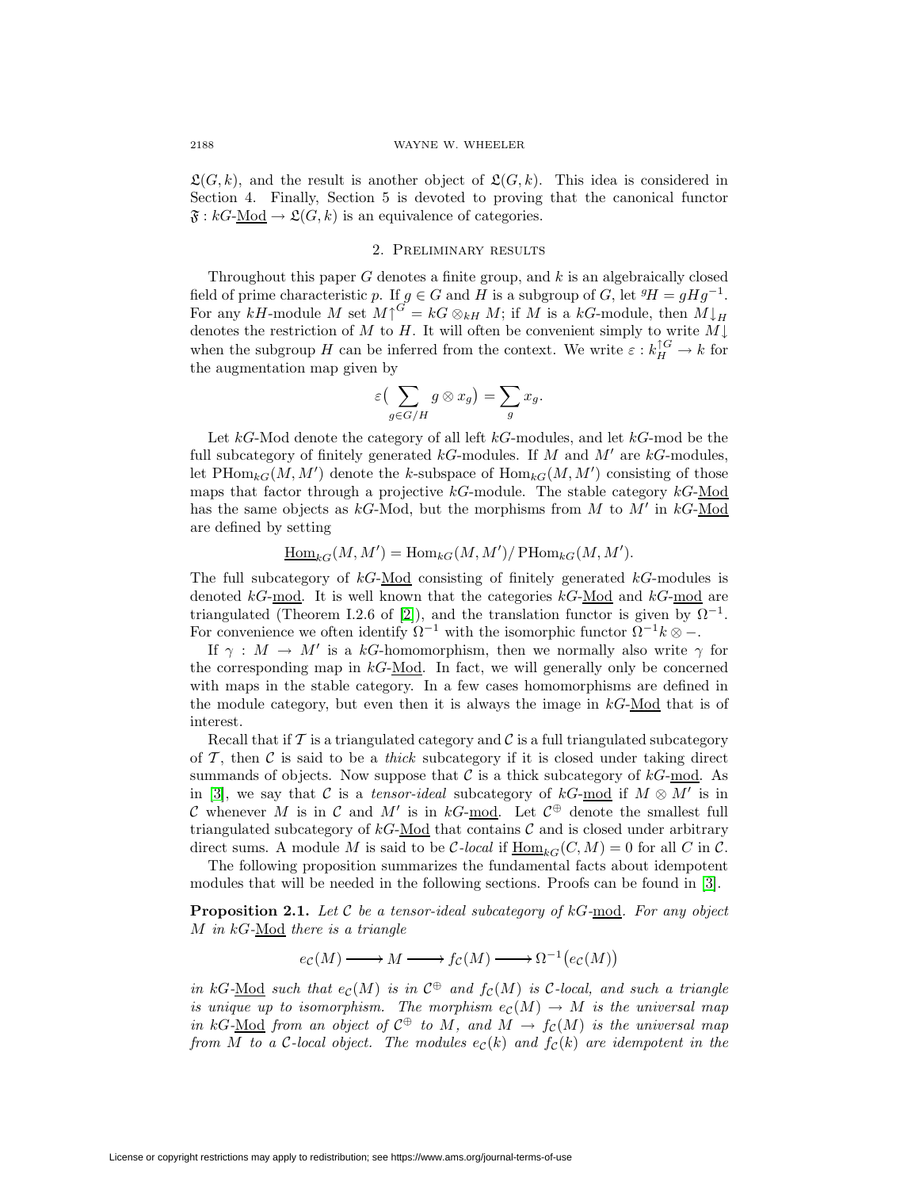$\mathfrak{L}(G,k)$, and the result is another object of $\mathfrak{L}(G,k)$. This idea is considered in Section 4. Finally, Section 5 is devoted to proving that the canonical functor $\mathfrak{F} : kG\text{-}\underline{\mathrm{Mod}} \to \mathfrak{L}(G,k)$ is an equivalence of categories.

## 2. Preliminary results

Throughout this paper $G$ denotes a finite group, and $k$ is an algebraically closed field of prime characteristic $p$. If $g \in G$ and $H$ is a subgroup of $G$, let ${}^gH = gHg^{-1}$. For any $kH$-module $M$ set $M{\uparrow}^G = kG \otimes_{kH} M$; if $M$ is a $kG$-module, then $M{\downarrow}_H$ denotes the restriction of $M$ to $H$. It will often be convenient simply to write $M{\downarrow}$ when the subgroup $H$ can be inferred from the context. We write $\varepsilon : k_H^{\uparrow G} \to k$ for the augmentation map given by

$$\varepsilon\big(\sum_{g \in G/H} g \otimes x_g\big) = \sum_g x_g.$$

Let $kG$-Mod denote the category of all left $kG$-modules, and let $kG$-mod be the full subcategory of finitely generated $kG$-modules. If $M$ and $M'$ are $kG$-modules, let $\mathrm{PHom}_{kG}(M, M')$ denote the $k$-subspace of $\mathrm{Hom}_{kG}(M, M')$ consisting of those maps that factor through a projective $kG$-module. The stable category $kG$-$\underline{\mathrm{Mod}}$ has the same objects as $kG$-Mod, but the morphisms from $M$ to $M'$ in $kG$-$\underline{\mathrm{Mod}}$ are defined by setting

$$\underline{\mathrm{Hom}}_{kG}(M, M') = \mathrm{Hom}_{kG}(M, M')/\,\mathrm{PHom}_{kG}(M, M').$$

The full subcategory of $kG$-$\underline{\mathrm{Mod}}$ consisting of finitely generated $kG$-modules is denoted $kG$-$\underline{\mathrm{mod}}$. It is well known that the categories $kG$-$\underline{\mathrm{Mod}}$ and $kG$-$\underline{\mathrm{mod}}$ are triangulated (Theorem I.2.6 of [2]), and the translation functor is given by $\Omega^{-1}$. For convenience we often identify $\Omega^{-1}$ with the isomorphic functor $\Omega^{-1}k \otimes -$.

If $\gamma : M \to M'$ is a $kG$-homomorphism, then we normally also write $\gamma$ for the corresponding map in $kG$-$\underline{\mathrm{Mod}}$. In fact, we will generally only be concerned with maps in the stable category. In a few cases homomorphisms are defined in the module category, but even then it is always the image in $kG$-$\underline{\mathrm{Mod}}$ that is of interest.

Recall that if $\mathcal{T}$ is a triangulated category and $\mathcal{C}$ is a full triangulated subcategory of $\mathcal{T}$, then $\mathcal{C}$ is said to be a *thick* subcategory if it is closed under taking direct summands of objects. Now suppose that $\mathcal{C}$ is a thick subcategory of $kG$-$\underline{\mathrm{mod}}$. As in [3], we say that $\mathcal{C}$ is a *tensor-ideal* subcategory of $kG$-$\underline{\mathrm{mod}}$ if $M \otimes M'$ is in $\mathcal{C}$ whenever $M$ is in $\mathcal{C}$ and $M'$ is in $kG$-$\underline{\mathrm{mod}}$. Let $\mathcal{C}^{\oplus}$ denote the smallest full triangulated subcategory of $kG$-$\underline{\mathrm{Mod}}$ that contains $\mathcal{C}$ and is closed under arbitrary direct sums. A module $M$ is said to be $\mathcal{C}$-*local* if $\underline{\mathrm{Hom}}_{kG}(C, M) = 0$ for all $C$ in $\mathcal{C}$.

The following proposition summarizes the fundamental facts about idempotent modules that will be needed in the following sections. Proofs can be found in [3].

**Proposition 2.1.** *Let $\mathcal{C}$ be a tensor-ideal subcategory of $kG$-$\underline{\mathrm{mod}}$. For any object $M$ in $kG$-$\underline{\mathrm{Mod}}$ there is a triangle*

$$e_{\mathcal{C}}(M) \longrightarrow M \longrightarrow f_{\mathcal{C}}(M) \longrightarrow \Omega^{-1}\big(e_{\mathcal{C}}(M)\big)$$

*in $kG$-$\underline{\mathrm{Mod}}$ such that $e_{\mathcal{C}}(M)$ is in $\mathcal{C}^{\oplus}$ and $f_{\mathcal{C}}(M)$ is $\mathcal{C}$-local, and such a triangle is unique up to isomorphism. The morphism $e_{\mathcal{C}}(M) \to M$ is the universal map in $kG$-$\underline{\mathrm{Mod}}$ from an object of $\mathcal{C}^{\oplus}$ to $M$, and $M \to f_{\mathcal{C}}(M)$ is the universal map from $M$ to a $\mathcal{C}$-local object. The modules $e_{\mathcal{C}}(k)$ and $f_{\mathcal{C}}(k)$ are idempotent in the*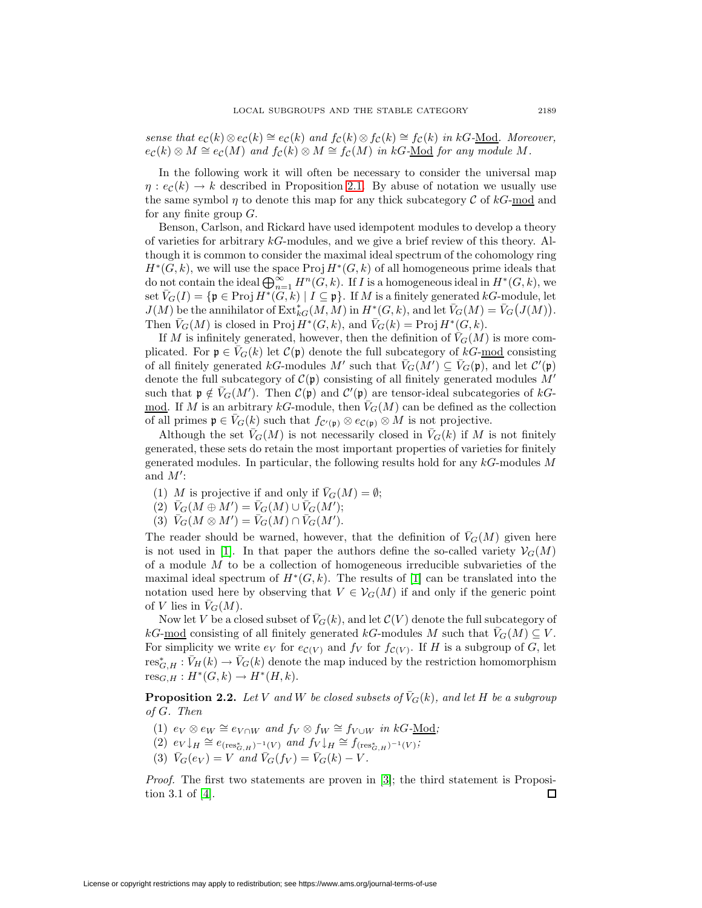*sense that* $e_{\mathcal{C}}(k) \otimes e_{\mathcal{C}}(k) \cong e_{\mathcal{C}}(k)$ *and* $f_{\mathcal{C}}(k) \otimes f_{\mathcal{C}}(k) \cong f_{\mathcal{C}}(k)$ *in* $kG$-$\underline{\mathrm{Mod}}$*. Moreover,* $e_{\mathcal{C}}(k) \otimes M \cong e_{\mathcal{C}}(M)$ *and* $f_{\mathcal{C}}(k) \otimes M \cong f_{\mathcal{C}}(M)$ *in* $kG$-$\underline{\mathrm{Mod}}$ *for any module* $M$*.*

In the following work it will often be necessary to consider the universal map $\eta : e_{\mathcal{C}}(k) \to k$ described in Proposition 2.1. By abuse of notation we usually use the same symbol $\eta$ to denote this map for any thick subcategory $\mathcal{C}$ of $kG$-$\underline{\mathrm{mod}}$ and for any finite group $G$.

Benson, Carlson, and Rickard have used idempotent modules to develop a theory of varieties for arbitrary $kG$-modules, and we give a brief review of this theory. Although it is common to consider the maximal ideal spectrum of the cohomology ring $H^*(G,k)$, we will use the space $\operatorname{Proj} H^*(G,k)$ of all homogeneous prime ideals that do not contain the ideal $\bigoplus_{n=1}^{\infty} H^n(G,k)$. If $I$ is a homogeneous ideal in $H^*(G,k)$, we set $\bar{V}_G(I) = \{\mathfrak{p} \in \operatorname{Proj} H^*(G,k) \mid I \subseteq \mathfrak{p}\}$. If $M$ is a finitely generated $kG$-module, let $J(M)$ be the annihilator of $\operatorname{Ext}^*_{kG}(M,M)$ in $H^*(G,k)$, and let $\bar{V}_G(M) = \bar{V}_G\big(J(M)\big)$. Then $\bar{V}_G(M)$ is closed in $\operatorname{Proj} H^*(G,k)$, and $\bar{V}_G(k) = \operatorname{Proj} H^*(G,k)$.

If $M$ is infinitely generated, however, then the definition of $\bar{V}_G(M)$ is more complicated. For $\mathfrak{p} \in \bar{V}_G(k)$ let $\mathcal{C}(\mathfrak{p})$ denote the full subcategory of $kG$-$\underline{\mathrm{mod}}$ consisting of all finitely generated $kG$-modules $M'$ such that $\bar{V}_G(M') \subseteq \bar{V}_G(\mathfrak{p})$, and let $\mathcal{C}'(\mathfrak{p})$ denote the full subcategory of $\mathcal{C}(\mathfrak{p})$ consisting of all finitely generated modules $M'$ such that $\mathfrak{p} \notin \bar{V}_G(M')$. Then $\mathcal{C}(\mathfrak{p})$ and $\mathcal{C}'(\mathfrak{p})$ are tensor-ideal subcategories of $kG$-$\underline{\mathrm{mod}}$. If $M$ is an arbitrary $kG$-module, then $\bar{V}_G(M)$ can be defined as the collection of all primes $\mathfrak{p} \in \bar{V}_G(k)$ such that $f_{\mathcal{C}'(\mathfrak{p})} \otimes e_{\mathcal{C}(\mathfrak{p})} \otimes M$ is not projective.

Although the set $\bar{V}_G(M)$ is not necessarily closed in $\bar{V}_G(k)$ if $M$ is not finitely generated, these sets do retain the most important properties of varieties for finitely generated modules. In particular, the following results hold for any $kG$-modules $M$ and $M'$:

(1) $M$ is projective if and only if $\bar{V}_G(M) = \emptyset$;
(2) $\bar{V}_G(M \oplus M') = \bar{V}_G(M) \cup \bar{V}_G(M')$;
(3) $\bar{V}_G(M \otimes M') = \bar{V}_G(M) \cap \bar{V}_G(M')$.

The reader should be warned, however, that the definition of $\bar{V}_G(M)$ given here is not used in [1]. In that paper the authors define the so-called variety $\mathcal{V}_G(M)$ of a module $M$ to be a collection of homogeneous irreducible subvarieties of the maximal ideal spectrum of $H^*(G,k)$. The results of [1] can be translated into the notation used here by observing that $V \in \mathcal{V}_G(M)$ if and only if the generic point of $V$ lies in $\bar{V}_G(M)$.

Now let $V$ be a closed subset of $\bar{V}_G(k)$, and let $\mathcal{C}(V)$ denote the full subcategory of $kG$-$\underline{\mathrm{mod}}$ consisting of all finitely generated $kG$-modules $M$ such that $\bar{V}_G(M) \subseteq V$. For simplicity we write $e_V$ for $e_{\mathcal{C}(V)}$ and $f_V$ for $f_{\mathcal{C}(V)}$. If $H$ is a subgroup of $G$, let $\operatorname{res}^*_{G,H} : \bar{V}_H(k) \to \bar{V}_G(k)$ denote the map induced by the restriction homomorphism $\operatorname{res}_{G,H} : H^*(G,k) \to H^*(H,k)$.

**Proposition 2.2.** *Let* $V$ *and* $W$ *be closed subsets of* $\bar{V}_G(k)$*, and let* $H$ *be a subgroup of* $G$*. Then*

(1) $e_V \otimes e_W \cong e_{V\cap W}$ *and* $f_V \otimes f_W \cong f_{V \cup W}$ *in* $kG$-$\underline{\mathrm{Mod}}$*;*
(2) $e_V{\downarrow_H} \cong e_{(\operatorname{res}^*_{G,H})^{-1}(V)}$ *and* $f_V{\downarrow_H} \cong f_{(\operatorname{res}^*_{G,H})^{-1}(V)}$*;*
(3) $\bar{V}_G(e_V) = V$ *and* $\bar{V}_G(f_V) = \bar{V}_G(k) - V$*.*

*Proof.* The first two statements are proven in [3]; the third statement is Proposition 3.1 of [4]. ∎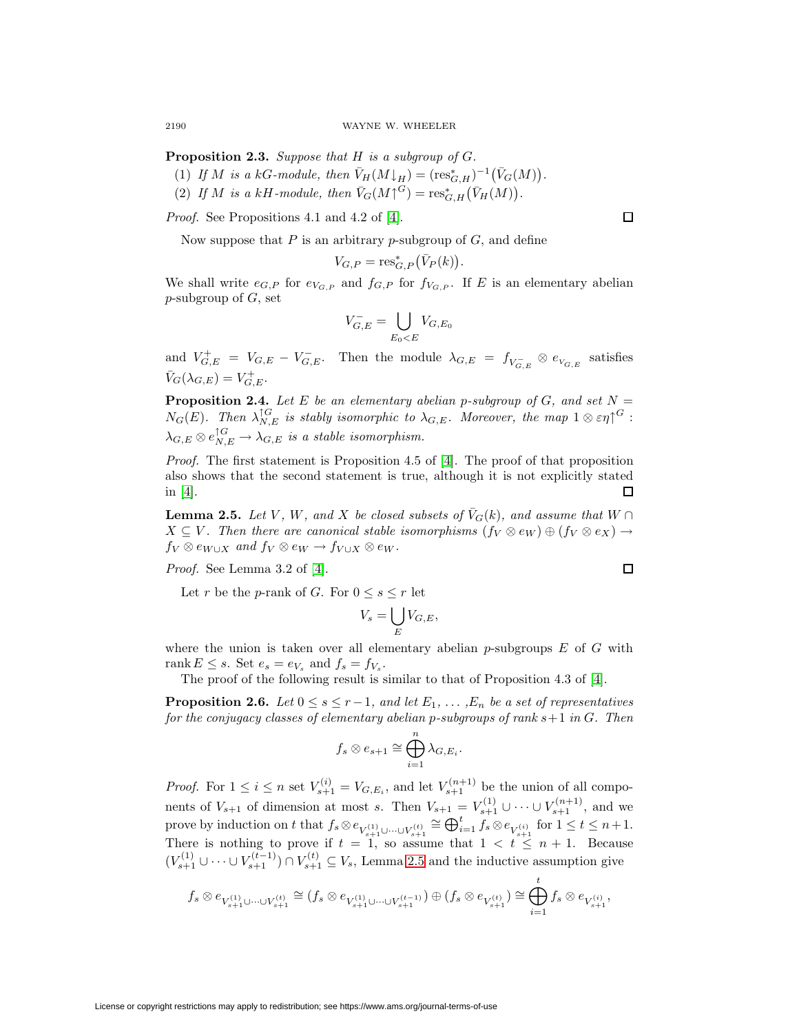**Proposition 2.3.** *Suppose that $H$ is a subgroup of $G$.*

(1) *If $M$ is a $kG$-module, then $\bar{V}_H(M\downarrow_H) = (\operatorname{res}^*_{G,H})^{-1}(\bar{V}_G(M))$.*

(2) *If $M$ is a $kH$-module, then $\bar{V}_G(M\uparrow^G) = \operatorname{res}^*_{G,H}(\bar{V}_H(M))$.*

*Proof.* See Propositions 4.1 and 4.2 of [4]. □

Now suppose that $P$ is an arbitrary $p$-subgroup of $G$, and define

$$V_{G,P} = \operatorname{res}^*_{G,P}(\bar{V}_P(k)).$$

We shall write $e_{G,P}$ for $e_{V_{G,P}}$ and $f_{G,P}$ for $f_{V_{G,P}}$. If $E$ is an elementary abelian $p$-subgroup of $G$, set

$$V^-_{G,E} = \bigcup_{E_0 < E} V_{G,E_0}$$

and $V^+_{G,E} = V_{G,E} - V^-_{G,E}$. Then the module $\lambda_{G,E} = f_{V^-_{G,E}} \otimes e_{V_{G,E}}$ satisfies $\bar{V}_G(\lambda_{G,E}) = V^+_{G,E}$.

**Proposition 2.4.** *Let $E$ be an elementary abelian $p$-subgroup of $G$, and set $N = N_G(E)$. Then $\lambda^{\uparrow G}_{N,E}$ is stably isomorphic to $\lambda_{G,E}$. Moreover, the map $1 \otimes \varepsilon\eta\uparrow^G : \lambda_{G,E} \otimes e^{\uparrow G}_{N,E} \to \lambda_{G,E}$ is a stable isomorphism.*

*Proof.* The first statement is Proposition 4.5 of [4]. The proof of that proposition also shows that the second statement is true, although it is not explicitly stated in [4]. □

**Lemma 2.5.** *Let $V$, $W$, and $X$ be closed subsets of $\bar{V}_G(k)$, and assume that $W \cap X \subseteq V$. Then there are canonical stable isomorphisms $(f_V \otimes e_W) \oplus (f_V \otimes e_X) \to f_V \otimes e_{W\cup X}$ and $f_V \otimes e_W \to f_{V\cup X} \otimes e_W$.*

*Proof.* See Lemma 3.2 of [4]. □

Let $r$ be the $p$-rank of $G$. For $0 \le s \le r$ let

$$V_s = \bigcup_E V_{G,E},$$

where the union is taken over all elementary abelian $p$-subgroups $E$ of $G$ with $\operatorname{rank} E \le s$. Set $e_s = e_{V_s}$ and $f_s = f_{V_s}$.

The proof of the following result is similar to that of Proposition 4.3 of [4].

**Proposition 2.6.** *Let $0 \le s \le r-1$, and let $E_1, \dots, E_n$ be a set of representatives for the conjugacy classes of elementary abelian $p$-subgroups of rank $s+1$ in $G$. Then*

$$f_s \otimes e_{s+1} \cong \bigoplus_{i=1}^{n} \lambda_{G,E_i}.$$

*Proof.* For $1 \le i \le n$ set $V^{(i)}_{s+1} = V_{G,E_i}$, and let $V^{(n+1)}_{s+1}$ be the union of all components of $V_{s+1}$ of dimension at most $s$. Then $V_{s+1} = V^{(1)}_{s+1} \cup \cdots \cup V^{(n+1)}_{s+1}$, and we prove by induction on $t$ that $f_s \otimes e_{V^{(1)}_{s+1}\cup\cdots\cup V^{(t)}_{s+1}} \cong \bigoplus_{i=1}^{t} f_s \otimes e_{V^{(i)}_{s+1}}$ for $1 \le t \le n+1$. There is nothing to prove if $t = 1$, so assume that $1 < t \le n+1$. Because $(V^{(1)}_{s+1} \cup \cdots \cup V^{(t-1)}_{s+1}) \cap V^{(t)}_{s+1} \subseteq V_s$, Lemma 2.5 and the inductive assumption give

$$f_s \otimes e_{V^{(1)}_{s+1}\cup\cdots\cup V^{(t)}_{s+1}} \cong (f_s \otimes e_{V^{(1)}_{s+1}\cup\cdots\cup V^{(t-1)}_{s+1}}) \oplus (f_s \otimes e_{V^{(t)}_{s+1}}) \cong \bigoplus_{i=1}^{t} f_s \otimes e_{V^{(i)}_{s+1}},$$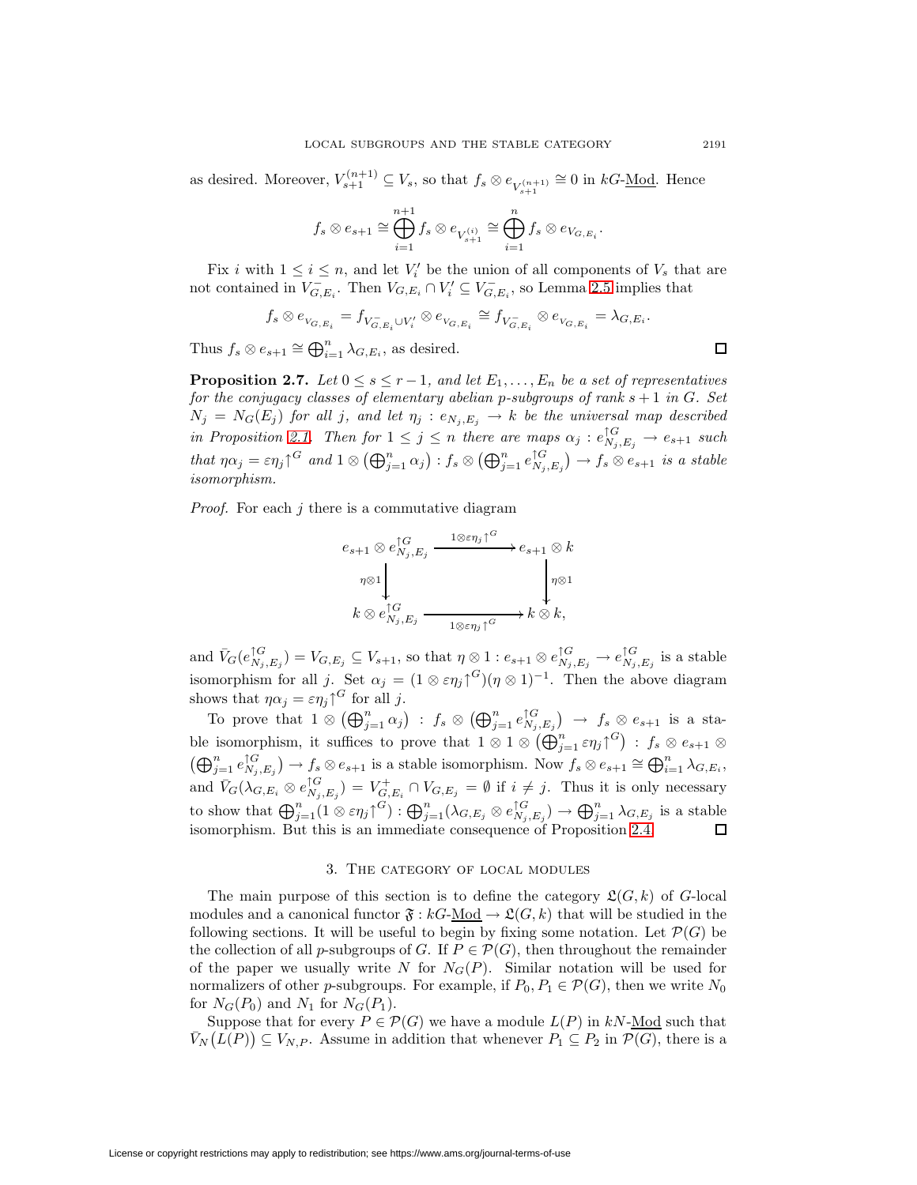as desired. Moreover, $V_{s+1}^{(n+1)} \subseteq V_s$, so that $f_s \otimes e_{V_{s+1}^{(n+1)}} \cong 0$ in $kG$-$\underline{\mathrm{Mod}}$. Hence

$$f_s \otimes e_{s+1} \cong \bigoplus_{i=1}^{n+1} f_s \otimes e_{V_{s+1}^{(i)}} \cong \bigoplus_{i=1}^{n} f_s \otimes e_{V_{G,E_i}}.$$

Fix $i$ with $1 \le i \le n$, and let $V_i'$ be the union of all components of $V_s$ that are not contained in $V_{G,E_i}^-$. Then $V_{G,E_i} \cap V_i' \subseteq V_{G,E_i}^-$, so Lemma 2.5 implies that

$$f_s \otimes e_{V_{G,E_i}} = f_{V_{G,E_i}^- \cup V_i'} \otimes e_{V_{G,E_i}} \cong f_{V_{G,E_i}^-} \otimes e_{V_{G,E_i}} = \lambda_{G,E_i}.$$

Thus $f_s \otimes e_{s+1} \cong \bigoplus_{i=1}^n \lambda_{G,E_i}$, as desired. $\square$

**Proposition 2.7.** *Let $0 \le s \le r-1$, and let $E_1, \ldots, E_n$ be a set of representatives for the conjugacy classes of elementary abelian $p$-subgroups of rank $s+1$ in $G$. Set $N_j = N_G(E_j)$ for all $j$, and let $\eta_j : e_{N_j,E_j} \to k$ be the universal map described in Proposition 2.1. Then for $1 \le j \le n$ there are maps $\alpha_j : e_{N_j,E_j}^{\uparrow G} \to e_{s+1}$ such that $\eta\alpha_j = \varepsilon\eta_j{\uparrow^G}$ and $1 \otimes \left(\bigoplus_{j=1}^n \alpha_j\right) : f_s \otimes \left(\bigoplus_{j=1}^n e_{N_j,E_j}^{\uparrow G}\right) \to f_s \otimes e_{s+1}$ is a stable isomorphism.*

*Proof.* For each $j$ there is a commutative diagram

$$\begin{array}{ccc}
e_{s+1} \otimes e_{N_j,E_j}^{\uparrow G} & \xrightarrow{1\otimes\varepsilon\eta_j{\uparrow^G}} & e_{s+1} \otimes k \\
\Big\downarrow{\scriptstyle \eta\otimes 1} & & \Big\downarrow{\scriptstyle \eta\otimes 1} \\
k \otimes e_{N_j,E_j}^{\uparrow G} & \xrightarrow[1\otimes\varepsilon\eta_j{\uparrow^G}]{} & k \otimes k,
\end{array}$$

and $\bar{V}_G(e_{N_j,E_j}^{\uparrow G}) = V_{G,E_j} \subseteq V_{s+1}$, so that $\eta \otimes 1 : e_{s+1} \otimes e_{N_j,E_j}^{\uparrow G} \to e_{N_j,E_j}^{\uparrow G}$ is a stable isomorphism for all $j$. Set $\alpha_j = (1 \otimes \varepsilon\eta_j{\uparrow^G})(\eta \otimes 1)^{-1}$. Then the above diagram shows that $\eta\alpha_j = \varepsilon\eta_j{\uparrow^G}$ for all $j$.

To prove that $1 \otimes \left(\bigoplus_{j=1}^n \alpha_j\right) : f_s \otimes \left(\bigoplus_{j=1}^n e_{N_j,E_j}^{\uparrow G}\right) \to f_s \otimes e_{s+1}$ is a stable isomorphism, it suffices to prove that $1 \otimes 1 \otimes \left(\bigoplus_{j=1}^n \varepsilon\eta_j{\uparrow^G}\right) : f_s \otimes e_{s+1} \otimes \left(\bigoplus_{j=1}^n e_{N_j,E_j}^{\uparrow G}\right) \to f_s \otimes e_{s+1}$ is a stable isomorphism. Now $f_s \otimes e_{s+1} \cong \bigoplus_{i=1}^n \lambda_{G,E_i}$, and $\bar{V}_G(\lambda_{G,E_i} \otimes e_{N_j,E_j}^{\uparrow G}) = V_{G,E_i}^+ \cap V_{G,E_j} = \emptyset$ if $i \ne j$. Thus it is only necessary to show that $\bigoplus_{j=1}^n (1 \otimes \varepsilon\eta_j{\uparrow^G}) : \bigoplus_{j=1}^n (\lambda_{G,E_j} \otimes e_{N_j,E_j}^{\uparrow G}) \to \bigoplus_{j=1}^n \lambda_{G,E_j}$ is a stable isomorphism. But this is an immediate consequence of Proposition 2.4. $\square$

## 3. The category of local modules

The main purpose of this section is to define the category $\mathfrak{L}(G,k)$ of $G$-local modules and a canonical functor $\mathfrak{F} : kG\text{-}\underline{\mathrm{Mod}} \to \mathfrak{L}(G,k)$ that will be studied in the following sections. It will be useful to begin by fixing some notation. Let $\mathcal{P}(G)$ be the collection of all $p$-subgroups of $G$. If $P \in \mathcal{P}(G)$, then throughout the remainder of the paper we usually write $N$ for $N_G(P)$. Similar notation will be used for normalizers of other $p$-subgroups. For example, if $P_0, P_1 \in \mathcal{P}(G)$, then we write $N_0$ for $N_G(P_0)$ and $N_1$ for $N_G(P_1)$.

Suppose that for every $P \in \mathcal{P}(G)$ we have a module $L(P)$ in $kN$-$\underline{\mathrm{Mod}}$ such that $\bar{V}_N\big(L(P)\big) \subseteq V_{N,P}$. Assume in addition that whenever $P_1 \subseteq P_2$ in $\mathcal{P}(G)$, there is a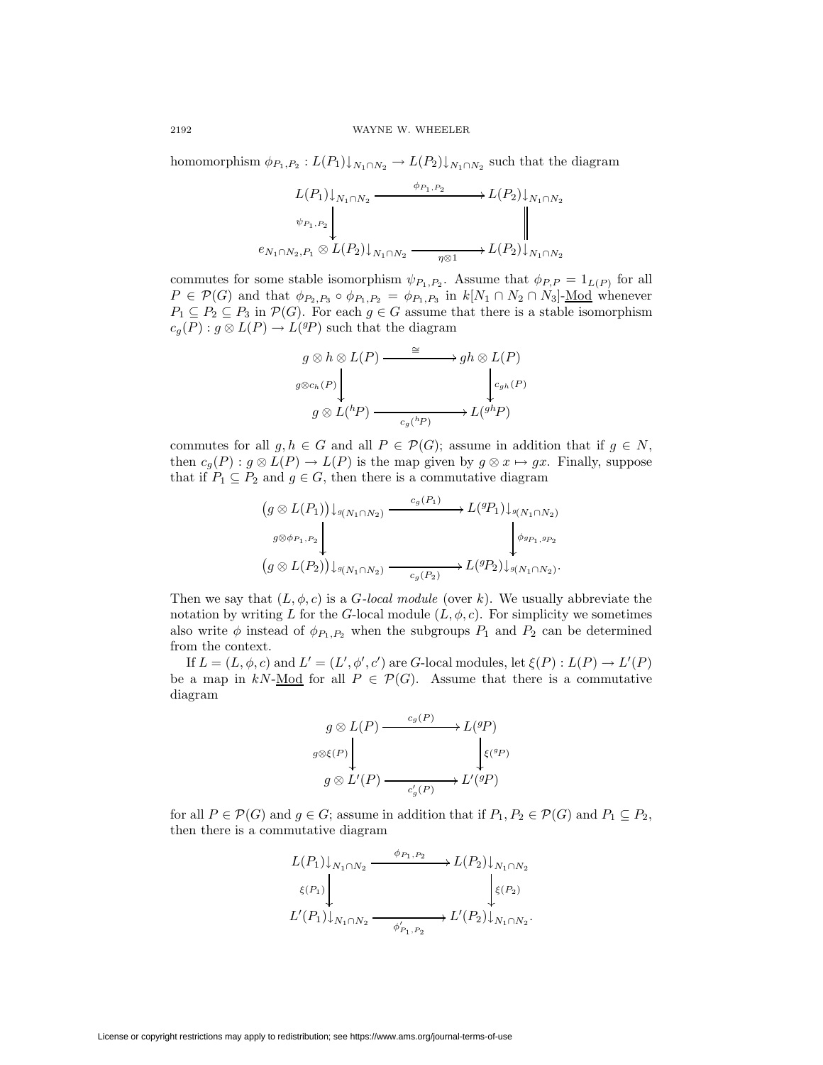homomorphism $\phi_{P_1,P_2} : L(P_1)\downarrow_{N_1 \cap N_2} \to L(P_2)\downarrow_{N_1 \cap N_2}$ such that the diagram

$$\begin{array}{ccc} L(P_1)\downarrow_{N_1\cap N_2} & \xrightarrow{\phi_{P_1,P_2}} & L(P_2)\downarrow_{N_1\cap N_2} \\ {\scriptstyle \psi_{P_1,P_2}}\big\downarrow & & \big\| \\ e_{N_1\cap N_2,P_1} \otimes L(P_2)\downarrow_{N_1\cap N_2} & \xrightarrow[\eta\otimes 1]{} & L(P_2)\downarrow_{N_1\cap N_2} \end{array}$$

commutes for some stable isomorphism $\psi_{P_1,P_2}$. Assume that $\phi_{P,P} = 1_{L(P)}$ for all $P \in \mathcal{P}(G)$ and that $\phi_{P_2,P_3} \circ \phi_{P_1,P_2} = \phi_{P_1,P_3}$ in $k[N_1 \cap N_2 \cap N_3]$-Mod whenever $P_1 \subseteq P_2 \subseteq P_3$ in $\mathcal{P}(G)$. For each $g \in G$ assume that there is a stable isomorphism $c_g(P) : g \otimes L(P) \to L({}^gP)$ such that the diagram

$$\begin{array}{ccc} g \otimes h \otimes L(P) & \xrightarrow{\cong} & gh \otimes L(P) \\ {\scriptstyle g\otimes c_h(P)}\big\downarrow & & \big\downarrow{\scriptstyle c_{gh}(P)} \\ g \otimes L({}^hP) & \xrightarrow[c_g({}^hP)]{} & L({}^{gh}P) \end{array}$$

commutes for all $g, h \in G$ and all $P \in \mathcal{P}(G)$; assume in addition that if $g \in N$, then $c_g(P) : g \otimes L(P) \to L(P)$ is the map given by $g \otimes x \mapsto gx$. Finally, suppose that if $P_1 \subseteq P_2$ and $g \in G$, then there is a commutative diagram

$$\begin{array}{ccc} \big(g \otimes L(P_1)\big)\downarrow_{{}^g(N_1\cap N_2)} & \xrightarrow{c_g(P_1)} & L({}^gP_1)\downarrow_{{}^g(N_1\cap N_2)} \\ {\scriptstyle g\otimes\phi_{P_1,P_2}}\big\downarrow & & \big\downarrow{\scriptstyle \phi_{{}^gP_1,{}^gP_2}} \\ \big(g \otimes L(P_2)\big)\downarrow_{{}^g(N_1\cap N_2)} & \xrightarrow[c_g(P_2)]{} & L({}^gP_2)\downarrow_{{}^g(N_1\cap N_2)}. \end{array}$$

Then we say that $(L, \phi, c)$ is a *G-local module* (over $k$). We usually abbreviate the notation by writing $L$ for the $G$-local module $(L, \phi, c)$. For simplicity we sometimes also write $\phi$ instead of $\phi_{P_1,P_2}$ when the subgroups $P_1$ and $P_2$ can be determined from the context.

If $L = (L, \phi, c)$ and $L' = (L', \phi', c')$ are $G$-local modules, let $\xi(P) : L(P) \to L'(P)$ be a map in $kN$-Mod for all $P \in \mathcal{P}(G)$. Assume that there is a commutative diagram

$$\begin{array}{ccc} g \otimes L(P) & \xrightarrow{c_g(P)} & L({}^gP) \\ {\scriptstyle g\otimes\xi(P)}\big\downarrow & & \big\downarrow{\scriptstyle \xi({}^gP)} \\ g \otimes L'(P) & \xrightarrow[c'_g(P)]{} & L'({}^gP) \end{array}$$

for all $P \in \mathcal{P}(G)$ and $g \in G$; assume in addition that if $P_1, P_2 \in \mathcal{P}(G)$ and $P_1 \subseteq P_2$, then there is a commutative diagram

$$\begin{array}{ccc} L(P_1)\downarrow_{N_1\cap N_2} & \xrightarrow{\phi_{P_1,P_2}} & L(P_2)\downarrow_{N_1\cap N_2} \\ {\scriptstyle \xi(P_1)}\big\downarrow & & \big\downarrow{\scriptstyle \xi(P_2)} \\ L'(P_1)\downarrow_{N_1\cap N_2} & \xrightarrow[\phi'_{P_1,P_2}]{} & L'(P_2)\downarrow_{N_1\cap N_2}. \end{array}$$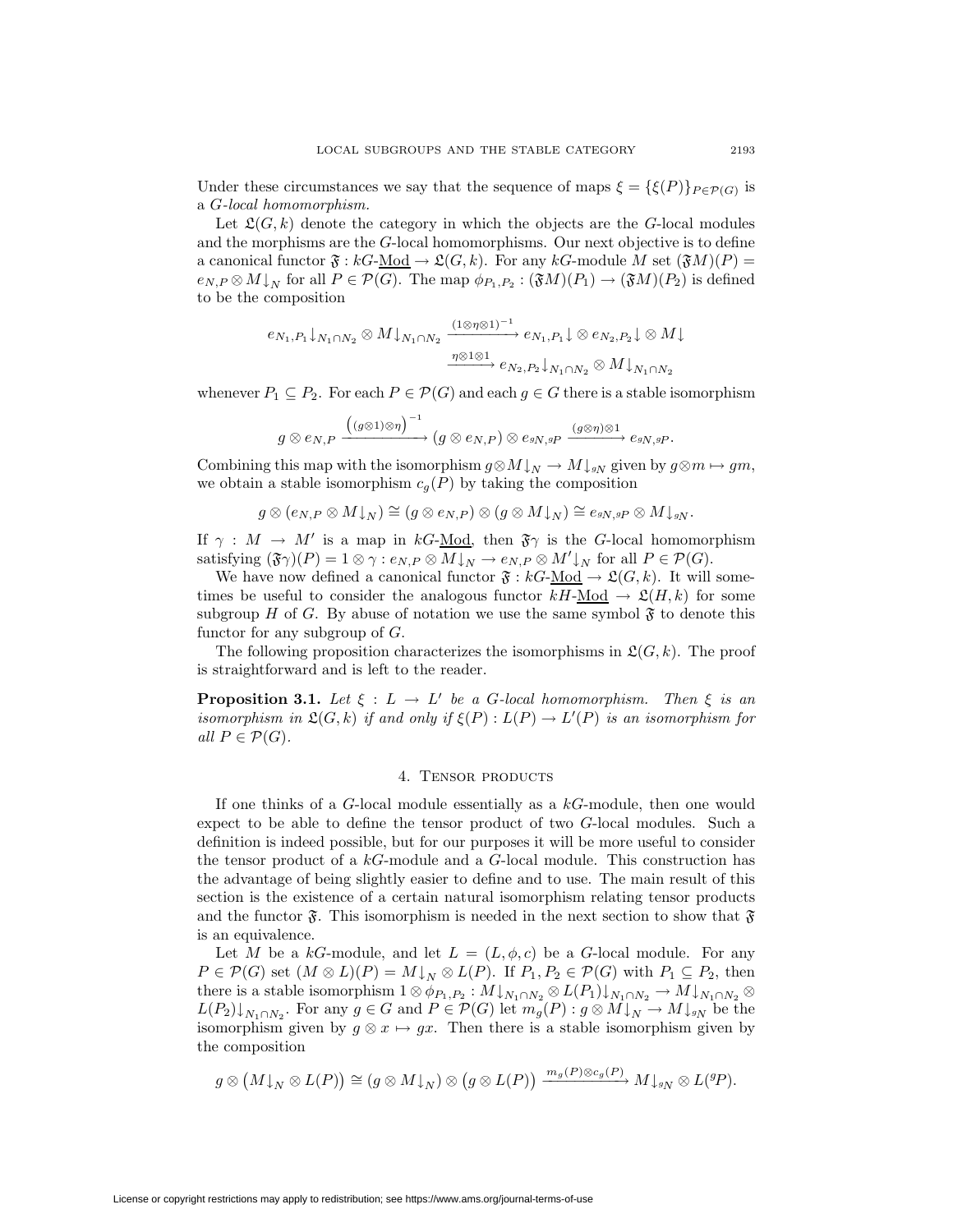Under these circumstances we say that the sequence of maps $\xi = \{\xi(P)\}_{P\in\mathcal{P}(G)}$ is a *G-local homomorphism.*

Let $\mathfrak{L}(G,k)$ denote the category in which the objects are the $G$-local modules and the morphisms are the $G$-local homomorphisms. Our next objective is to define a canonical functor $\mathfrak{F} : kG\text{-}\underline{\mathrm{Mod}} \to \mathfrak{L}(G,k)$. For any $kG$-module $M$ set $(\mathfrak{F}M)(P) = e_{N,P} \otimes M\downarrow_N$ for all $P \in \mathcal{P}(G)$. The map $\phi_{P_1,P_2} : (\mathfrak{F}M)(P_1) \to (\mathfrak{F}M)(P_2)$ is defined to be the composition

$$e_{N_1,P_1}\downarrow_{N_1\cap N_2} \otimes M\downarrow_{N_1\cap N_2} \xrightarrow{(1\otimes\eta\otimes 1)^{-1}} e_{N_1,P_1}\downarrow \otimes\, e_{N_2,P_2}\downarrow \otimes M\downarrow$$
$$\xrightarrow{\eta\otimes 1\otimes 1} e_{N_2,P_2}\downarrow_{N_1\cap N_2} \otimes M\downarrow_{N_1\cap N_2}$$

whenever $P_1 \subseteq P_2$. For each $P \in \mathcal{P}(G)$ and each $g \in G$ there is a stable isomorphism

$$g \otimes e_{N,P} \xrightarrow{\left((g\otimes 1)\otimes\eta\right)^{-1}} (g\otimes e_{N,P}) \otimes e_{{}^gN,{}^gP} \xrightarrow{(g\otimes\eta)\otimes 1} e_{{}^gN,{}^gP}.$$

Combining this map with the isomorphism $g \otimes M\downarrow_N \to M\downarrow_{{}^gN}$ given by $g\otimes m \mapsto gm$, we obtain a stable isomorphism $c_g(P)$ by taking the composition

$$g \otimes (e_{N,P}\otimes M\downarrow_N) \cong (g\otimes e_{N,P}) \otimes (g\otimes M\downarrow_N) \cong e_{{}^gN,{}^gP} \otimes M\downarrow_{{}^gN}.$$

If $\gamma : M \to M'$ is a map in $kG$-$\underline{\mathrm{Mod}}$, then $\mathfrak{F}\gamma$ is the $G$-local homomorphism satisfying $(\mathfrak{F}\gamma)(P) = 1\otimes\gamma : e_{N,P}\otimes M\downarrow_N \to e_{N,P}\otimes M'\downarrow_N$ for all $P \in \mathcal{P}(G)$.

We have now defined a canonical functor $\mathfrak{F} : kG\text{-}\underline{\mathrm{Mod}} \to \mathfrak{L}(G,k)$. It will sometimes be useful to consider the analogous functor $kH\text{-}\underline{\mathrm{Mod}} \to \mathfrak{L}(H,k)$ for some subgroup $H$ of $G$. By abuse of notation we use the same symbol $\mathfrak{F}$ to denote this functor for any subgroup of $G$.

The following proposition characterizes the isomorphisms in $\mathfrak{L}(G,k)$. The proof is straightforward and is left to the reader.

**Proposition 3.1.** *Let $\xi : L \to L'$ be a $G$-local homomorphism. Then $\xi$ is an isomorphism in $\mathfrak{L}(G,k)$ if and only if $\xi(P) : L(P) \to L'(P)$ is an isomorphism for all $P \in \mathcal{P}(G)$.*

## 4. Tensor products

If one thinks of a $G$-local module essentially as a $kG$-module, then one would expect to be able to define the tensor product of two $G$-local modules. Such a definition is indeed possible, but for our purposes it will be more useful to consider the tensor product of a $kG$-module and a $G$-local module. This construction has the advantage of being slightly easier to define and to use. The main result of this section is the existence of a certain natural isomorphism relating tensor products and the functor $\mathfrak{F}$. This isomorphism is needed in the next section to show that $\mathfrak{F}$ is an equivalence.

Let $M$ be a $kG$-module, and let $L = (L,\phi,c)$ be a $G$-local module. For any $P \in \mathcal{P}(G)$ set $(M\otimes L)(P) = M\downarrow_N \otimes L(P)$. If $P_1, P_2 \in \mathcal{P}(G)$ with $P_1 \subseteq P_2$, then there is a stable isomorphism $1\otimes\phi_{P_1,P_2} : M\downarrow_{N_1\cap N_2} \otimes L(P_1)\downarrow_{N_1\cap N_2} \to M\downarrow_{N_1\cap N_2} \otimes L(P_2)\downarrow_{N_1\cap N_2}$. For any $g \in G$ and $P \in \mathcal{P}(G)$ let $m_g(P) : g\otimes M\downarrow_N \to M\downarrow_{{}^gN}$ be the isomorphism given by $g\otimes x \mapsto gx$. Then there is a stable isomorphism given by the composition

$$g\otimes\left(M\downarrow_N \otimes L(P)\right) \cong (g\otimes M\downarrow_N)\otimes\left(g\otimes L(P)\right) \xrightarrow{m_g(P)\otimes c_g(P)} M\downarrow_{{}^gN} \otimes L({}^gP).$$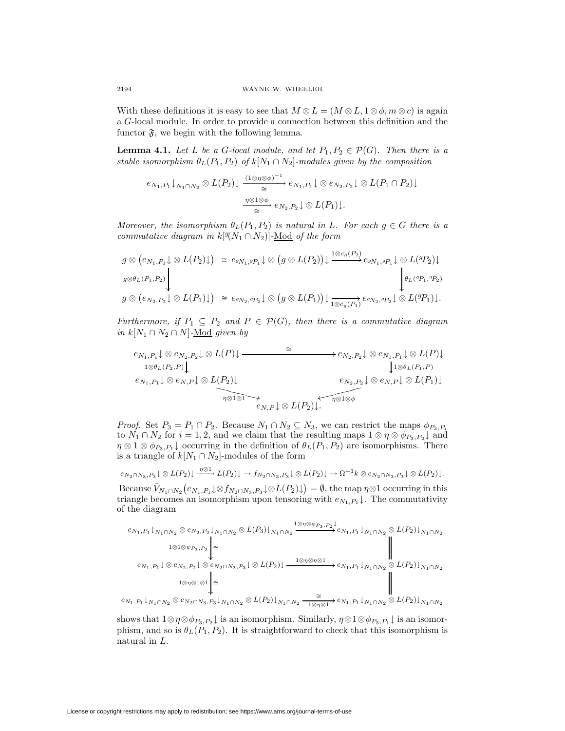With these definitions it is easy to see that $M \otimes L = (M \otimes L, 1 \otimes \phi, m \otimes c)$ is again a $G$-local module. In order to provide a connection between this definition and the functor $\mathfrak{F}$, we begin with the following lemma.

**Lemma 4.1.** *Let $L$ be a $G$-local module, and let $P_1, P_2 \in \mathcal{P}(G)$. Then there is a stable isomorphism $\theta_L(P_1, P_2)$ of $k[N_1 \cap N_2]$-modules given by the composition*

$$e_{N_1,P_1}{\downarrow}_{N_1 \cap N_2} \otimes L(P_2){\downarrow} \xrightarrow[\cong]{(1\otimes\eta\otimes\phi)^{-1}} e_{N_1,P_1}{\downarrow} \otimes e_{N_2,P_2}{\downarrow} \otimes L(P_1 \cap P_2){\downarrow}$$
$$\xrightarrow[\cong]{\eta\otimes 1 \otimes \phi} e_{N_2,P_2}{\downarrow} \otimes L(P_1){\downarrow}.$$

*Moreover, the isomorphism $\theta_L(P_1, P_2)$ is natural in $L$. For each $g \in G$ there is a commutative diagram in $k[{}^g(N_1 \cap N_2)]$-$\underline{\mathrm{Mod}}$ of the form*

$$\begin{array}{ccccc}
g \otimes \big(e_{N_1,P_1}{\downarrow} \otimes L(P_2){\downarrow}\big) & \cong & e_{{}^gN_1,{}^gP_1}{\downarrow} \otimes \big(g \otimes L(P_2)\big){\downarrow} & \xrightarrow{1\otimes c_g(P_2)} & e_{{}^gN_1,{}^gP_1}{\downarrow} \otimes L({}^gP_2){\downarrow} \\
\Big\downarrow{\scriptstyle g\otimes\theta_L(P_1,P_2)} & & & & \Big\downarrow{\scriptstyle \theta_L({}^gP_1,{}^gP_2)} \\
g \otimes \big(e_{N_2,P_2}{\downarrow} \otimes L(P_1){\downarrow}\big) & \cong & e_{{}^gN_2,{}^gP_2}{\downarrow} \otimes \big(g \otimes L(P_1)\big){\downarrow} & \xrightarrow[1\otimes c_g(P_1)]{} & e_{{}^gN_2,{}^gP_2}{\downarrow} \otimes L({}^gP_1){\downarrow}.
\end{array}$$

*Furthermore, if $P_1 \subseteq P_2$ and $P \in \mathcal{P}(G)$, then there is a commutative diagram in $k[N_1 \cap N_2 \cap N]$-$\underline{\mathrm{Mod}}$ given by*

$$\begin{array}{ccc}
e_{N_1,P_1}{\downarrow} \otimes e_{N_2,P_2}{\downarrow} \otimes L(P){\downarrow} & \xrightarrow{\cong} & e_{N_2,P_2}{\downarrow} \otimes e_{N_1,P_1}{\downarrow} \otimes L(P){\downarrow} \\
\Big\downarrow{\scriptstyle 1\otimes\theta_L(P_2,P)} & & \Big\downarrow{\scriptstyle 1\otimes\theta_L(P_1,P)} \\
e_{N_1,P_1}{\downarrow} \otimes e_{N,P}{\downarrow} \otimes L(P_2){\downarrow} & & e_{N_2,P_2}{\downarrow} \otimes e_{N,P}{\downarrow} \otimes L(P_1){\downarrow} \\
& \searrow{\scriptstyle \eta\otimes 1\otimes 1} \quad e_{N,P}{\downarrow} \otimes L(P_2){\downarrow}. \quad \swarrow{\scriptstyle \eta\otimes 1\otimes\phi} &
\end{array}$$

*Proof.* Set $P_3 = P_1 \cap P_2$. Because $N_1 \cap N_2 \subseteq N_3$, we can restrict the maps $\phi_{P_3,P_i}$ to $N_1 \cap N_2$ for $i = 1, 2$, and we claim that the resulting maps $1 \otimes \eta \otimes \phi_{P_3,P_2}{\downarrow}$ and $\eta \otimes 1 \otimes \phi_{P_3,P_1}{\downarrow}$ occurring in the definition of $\theta_L(P_1, P_2)$ are isomorphisms. There is a triangle of $k[N_1 \cap N_2]$-modules of the form

$$e_{N_2\cap N_3,P_3}{\downarrow} \otimes L(P_2){\downarrow} \xrightarrow{\eta\otimes 1} L(P_2){\downarrow} \to f_{N_2\cap N_3,P_3}{\downarrow} \otimes L(P_2){\downarrow} \to \Omega^{-1}k \otimes e_{N_2\cap N_3,P_3}{\downarrow} \otimes L(P_2){\downarrow}.$$

Because $\bar{V}_{N_1\cap N_2}\big(e_{N_1,P_1}{\downarrow} \otimes f_{N_2\cap N_3,P_3}{\downarrow} \otimes L(P_2){\downarrow}\big) = \emptyset$, the map $\eta\otimes 1$ occurring in this triangle becomes an isomorphism upon tensoring with $e_{N_1,P_1}{\downarrow}$. The commutativity of the diagram

$$\begin{array}{ccc}
e_{N_1,P_1}{\downarrow}_{N_1\cap N_2} \otimes e_{N_2,P_2}{\downarrow}_{N_1\cap N_2} \otimes L(P_3){\downarrow}_{N_1\cap N_2} & \xrightarrow{1\otimes\eta\otimes\phi_{P_3,P_2}{\downarrow}} & e_{N_1,P_1}{\downarrow}_{N_1\cap N_2} \otimes L(P_2){\downarrow}_{N_1\cap N_2} \\
\Big\downarrow{\scriptstyle 1\otimes 1\otimes\psi_{P_3,P_2}}\ \cong & & \Big\| \\
e_{N_1,P_1}{\downarrow} \otimes e_{N_2,P_2}{\downarrow} \otimes e_{N_2\cap N_3,P_3}{\downarrow} \otimes L(P_2){\downarrow} & \xrightarrow{1\otimes\eta\otimes\eta\otimes 1} & e_{N_1,P_1}{\downarrow}_{N_1\cap N_2} \otimes L(P_2){\downarrow}_{N_1\cap N_2} \\
\Big\downarrow{\scriptstyle 1\otimes\eta\otimes 1\otimes 1}\ \cong & & \Big\| \\
e_{N_1,P_1}{\downarrow}_{N_1\cap N_2} \otimes e_{N_2\cap N_3,P_3}{\downarrow}_{N_1\cap N_2} \otimes L(P_2){\downarrow}_{N_1\cap N_2} & \xrightarrow[1\otimes\eta\otimes 1]{\cong} & e_{N_1,P_1}{\downarrow}_{N_1\cap N_2} \otimes L(P_2){\downarrow}_{N_1\cap N_2}
\end{array}$$

shows that $1\otimes\eta\otimes\phi_{P_3,P_2}{\downarrow}$ is an isomorphism. Similarly, $\eta\otimes 1\otimes\phi_{P_3,P_1}{\downarrow}$ is an isomorphism, and so is $\theta_L(P_1, P_2)$. It is straightforward to check that this isomorphism is natural in $L$.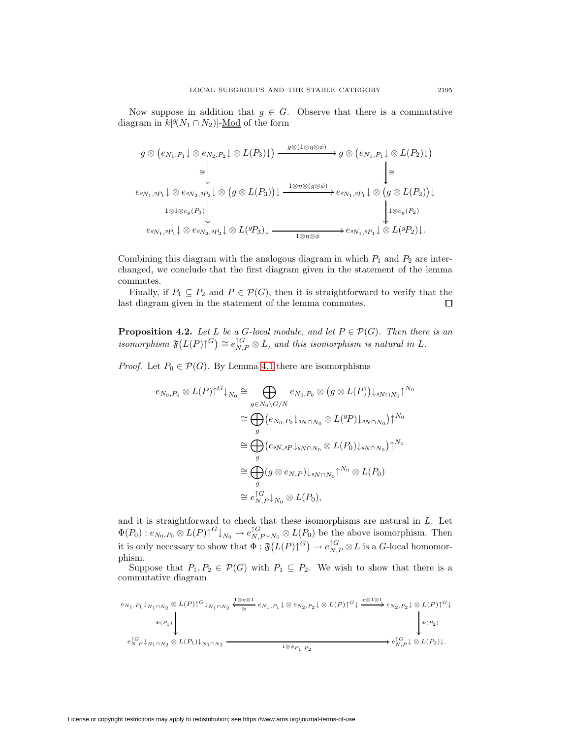Now suppose in addition that $g \in G$. Observe that there is a commutative diagram in $k[{}^g(N_1 \cap N_2)]$-$\underline{\mathrm{Mod}}$ of the form

$$
\begin{array}{ccc}
g \otimes \big(e_{N_1,P_1}\!\downarrow \otimes\, e_{N_2,P_2}\!\downarrow \otimes\, L(P_3)\!\downarrow\big) & \xrightarrow{\;g\otimes(1\otimes\eta\otimes\phi)\;} & g \otimes \big(e_{N_1,P_1}\!\downarrow \otimes\, L(P_2)\!\downarrow\big) \\
\cong\big\downarrow & & \big\downarrow\cong \\
e_{{}^gN_1,{}^gP_1}\!\downarrow \otimes\, e_{{}^gN_2,{}^gP_2}\!\downarrow \otimes \big(g \otimes L(P_3)\big)\!\downarrow & \xrightarrow{\;1\otimes\eta\otimes(g\otimes\phi)\;} & e_{{}^gN_1,{}^gP_1}\!\downarrow \otimes \big(g \otimes L(P_2)\big)\!\downarrow \\
{\scriptstyle 1\otimes 1\otimes c_g(P_3)}\big\downarrow & & \big\downarrow{\scriptstyle 1\otimes c_g(P_2)} \\
e_{{}^gN_1,{}^gP_1}\!\downarrow \otimes\, e_{{}^gN_2,{}^gP_2}\!\downarrow \otimes\, L({}^gP_3)\!\downarrow & \xrightarrow{\;1\otimes\eta\otimes\phi\;} & e_{{}^gN_1,{}^gP_1}\!\downarrow \otimes\, L({}^gP_2)\!\downarrow.
\end{array}
$$

Combining this diagram with the analogous diagram in which $P_1$ and $P_2$ are interchanged, we conclude that the first diagram given in the statement of the lemma commutes.

Finally, if $P_1 \subseteq P_2$ and $P \in \mathcal{P}(G)$, then it is straightforward to verify that the last diagram given in the statement of the lemma commutes. □

**Proposition 4.2.** *Let $L$ be a $G$-local module, and let $P \in \mathcal{P}(G)$. Then there is an isomorphism $\mathfrak{F}\big(L(P)\!\uparrow^G\big) \cong e_{N,P}^{\uparrow G} \otimes L$, and this isomorphism is natural in $L$.*

*Proof.* Let $P_0 \in \mathcal{P}(G)$. By Lemma 4.1 there are isomorphisms

$$
\begin{aligned}
e_{N_0,P_0} \otimes L(P)\!\uparrow^G\!\downarrow_{N_0} &\cong \bigoplus_{g \in N_0\backslash G/N} e_{N_0,P_0} \otimes \big(g \otimes L(P)\big)\!\downarrow_{{}^gN\cap N_0}\!\uparrow^{N_0} \\
&\cong \bigoplus_g \big(e_{N_0,P_0}\!\downarrow_{{}^gN\cap N_0} \otimes L({}^gP)\!\downarrow_{{}^gN\cap N_0}\big)\!\uparrow^{N_0} \\
&\cong \bigoplus_g \big(e_{{}^gN,{}^gP}\!\downarrow_{{}^gN\cap N_0} \otimes L(P_0)\!\downarrow_{{}^gN\cap N_0}\big)\!\uparrow^{N_0} \\
&\cong \bigoplus_g (g \otimes e_{N,P})\!\downarrow_{{}^gN\cap N_0}\!\uparrow^{N_0} \otimes L(P_0) \\
&\cong e_{N,P}^{\uparrow G}\!\downarrow_{N_0} \otimes L(P_0),
\end{aligned}
$$

and it is straightforward to check that these isomorphisms are natural in $L$. Let $\Phi(P_0) : e_{N_0,P_0} \otimes L(P)\!\uparrow^G\!\downarrow_{N_0} \to e_{N,P}^{\uparrow G}\!\downarrow_{N_0} \otimes L(P_0)$ be the above isomorphism. Then it is only necessary to show that $\Phi : \mathfrak{F}\big(L(P)\!\uparrow^G\big) \to e_{N,P}^{\uparrow G} \otimes L$ is a $G$-local homomorphism.

Suppose that $P_1, P_2 \in \mathcal{P}(G)$ with $P_1 \subseteq P_2$. We wish to show that there is a commutative diagram

$$
\begin{array}{ccccc}
e_{N_1,P_1}\!\downarrow_{N_1\cap N_2} \otimes L(P)\!\uparrow^G\!\downarrow_{N_1\cap N_2} & \xleftarrow[\cong]{\;1\otimes\eta\otimes 1\;} & e_{N_1,P_1}\!\downarrow \otimes\, e_{N_2,P_2}\!\downarrow \otimes\, L(P)\!\uparrow^G\!\downarrow & \xrightarrow{\;\eta\otimes 1\otimes 1\;} & e_{N_2,P_2}\!\downarrow \otimes\, L(P)\!\uparrow^G\!\downarrow \\
{\scriptstyle \Phi(P_1)}\big\downarrow & & & & \big\downarrow{\scriptstyle \Phi(P_2)} \\
e_{N,P}^{\uparrow G}\!\downarrow_{N_1\cap N_2} \otimes L(P_1)\!\downarrow_{N_1\cap N_2} & & \xrightarrow{\;1\otimes\phi_{P_1,P_2}\;} & & e_{N,P}^{\uparrow G}\!\downarrow \otimes\, L(P_2)\!\downarrow.
\end{array}
$$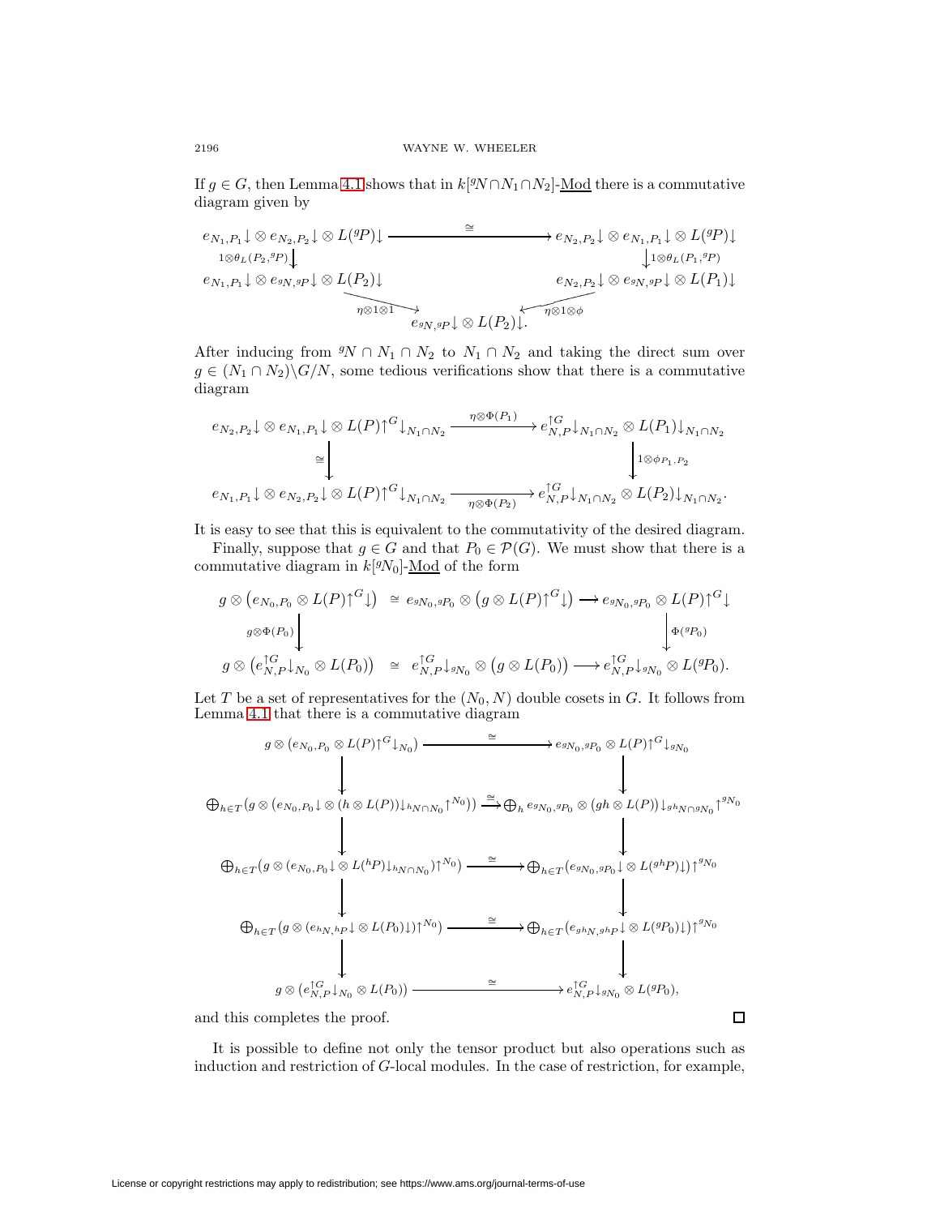If $g \in G$, then Lemma 4.1 shows that in $k[{}^gN \cap N_1 \cap N_2]$-Mod there is a commutative diagram given by

$$
\begin{array}{ccc}
e_{N_1,P_1}\!\downarrow \otimes\, e_{N_2,P_2}\!\downarrow \otimes\, L({}^gP)\!\downarrow & \xrightarrow{\;\cong\;} & e_{N_2,P_2}\!\downarrow \otimes\, e_{N_1,P_1}\!\downarrow \otimes\, L({}^gP)\!\downarrow \\
\big\downarrow {\scriptstyle 1\otimes\theta_L(P_2,{}^gP)} & & \big\downarrow {\scriptstyle 1\otimes\theta_L(P_1,{}^gP)} \\
e_{N_1,P_1}\!\downarrow \otimes\, e_{{}^gN,{}^gP}\!\downarrow \otimes\, L(P_2)\!\downarrow & & e_{N_2,P_2}\!\downarrow \otimes\, e_{{}^gN,{}^gP}\!\downarrow \otimes\, L(P_1)\!\downarrow \\
& \searrow^{\eta\otimes 1\otimes 1} \quad e_{{}^gN,{}^gP}\!\downarrow \otimes\, L(P_2)\!\downarrow. \quad {}^{\eta\otimes 1\otimes\phi}\swarrow &
\end{array}
$$

After inducing from ${}^gN \cap N_1 \cap N_2$ to $N_1 \cap N_2$ and taking the direct sum over $g \in (N_1 \cap N_2)\backslash G/N$, some tedious verifications show that there is a commutative diagram

$$
\begin{array}{ccc}
e_{N_2,P_2}\!\downarrow \otimes\, e_{N_1,P_1}\!\downarrow \otimes\, L(P)\!\uparrow^G\!\downarrow_{N_1\cap N_2} & \xrightarrow{\;\eta\otimes\Phi(P_1)\;} & e^{\uparrow G}_{N,P}\!\downarrow_{N_1\cap N_2} \otimes\, L(P_1)\!\downarrow_{N_1\cap N_2} \\
\big\downarrow \cong & & \big\downarrow {\scriptstyle 1\otimes\phi_{P_1,P_2}} \\
e_{N_1,P_1}\!\downarrow \otimes\, e_{N_2,P_2}\!\downarrow \otimes\, L(P)\!\uparrow^G\!\downarrow_{N_1\cap N_2} & \xrightarrow[\;\eta\otimes\Phi(P_2)\;]{} & e^{\uparrow G}_{N,P}\!\downarrow_{N_1\cap N_2} \otimes\, L(P_2)\!\downarrow_{N_1\cap N_2}.
\end{array}
$$

It is easy to see that this is equivalent to the commutativity of the desired diagram.

Finally, suppose that $g \in G$ and that $P_0 \in \mathcal{P}(G)$. We must show that there is a commutative diagram in $k[{}^gN_0]$-Mod of the form

$$
\begin{array}{ccc}
g \otimes \big(e_{N_0,P_0} \otimes L(P)\!\uparrow^G\!\downarrow\big) \;\cong\; e_{{}^gN_0,{}^gP_0} \otimes \big(g \otimes L(P)\!\uparrow^G\!\downarrow\big) & \longrightarrow & e_{{}^gN_0,{}^gP_0} \otimes L(P)\!\uparrow^G\!\downarrow \\
\big\downarrow {\scriptstyle g\otimes\Phi(P_0)} & & \big\downarrow {\scriptstyle \Phi({}^gP_0)} \\
g \otimes \big(e^{\uparrow G}_{N,P}\!\downarrow_{N_0} \otimes L(P_0)\big) \;\cong\; e^{\uparrow G}_{N,P}\!\downarrow_{{}^gN_0} \otimes \big(g \otimes L(P_0)\big) & \longrightarrow & e^{\uparrow G}_{N,P}\!\downarrow_{{}^gN_0} \otimes L({}^gP_0).
\end{array}
$$

Let $T$ be a set of representatives for the $(N_0, N)$ double cosets in $G$. It follows from Lemma 4.1 that there is a commutative diagram

$$
\begin{array}{ccc}
g \otimes (e_{N_0,P_0} \otimes L(P)\!\uparrow^G\!\downarrow_{N_0}) & \xrightarrow{\;\cong\;} & e_{{}^gN_0,{}^gP_0} \otimes L(P)\!\uparrow^G\!\downarrow_{{}^gN_0} \\
\big\downarrow & & \big\downarrow \\
\bigoplus_{h\in T}\big(g \otimes (e_{N_0,P_0}\!\downarrow \otimes (h \otimes L(P))\!\downarrow_{{}^hN\cap N_0}\!\uparrow^{N_0})\big) & \xrightarrow{\;\cong\;} & \bigoplus_h e_{{}^gN_0,{}^gP_0} \otimes (gh \otimes L(P))\!\downarrow_{{}^{gh}N\cap {}^gN_0}\!\uparrow^{{}^gN_0} \\
\big\downarrow & & \big\downarrow \\
\bigoplus_{h\in T}\big(g \otimes (e_{N_0,P_0}\!\downarrow \otimes L({}^hP)\!\downarrow_{{}^hN\cap N_0})\!\uparrow^{N_0}\big) & \xrightarrow{\;\cong\;} & \bigoplus_{h\in T}\big(e_{{}^gN_0,{}^gP_0}\!\downarrow \otimes L({}^{gh}P)\!\downarrow\big)\!\uparrow^{{}^gN_0} \\
\big\downarrow & & \big\downarrow \\
\bigoplus_{h\in T}\big(g \otimes (e_{{}^hN,{}^hP}\!\downarrow \otimes L(P_0)\!\downarrow)\!\uparrow^{N_0}\big) & \xrightarrow{\;\cong\;} & \bigoplus_{h\in T}\big(e_{{}^{gh}N,{}^{gh}P}\!\downarrow \otimes L({}^gP_0)\!\downarrow\big)\!\uparrow^{{}^gN_0} \\
\big\downarrow & & \big\downarrow \\
g \otimes (e^{\uparrow G}_{N,P}\!\downarrow_{N_0} \otimes L(P_0)) & \xrightarrow{\;\cong\;} & e^{\uparrow G}_{N,P}\!\downarrow_{{}^gN_0} \otimes L({}^gP_0),
\end{array}
$$

and this completes the proof. $\square$

It is possible to define not only the tensor product but also operations such as induction and restriction of $G$-local modules. In the case of restriction, for example,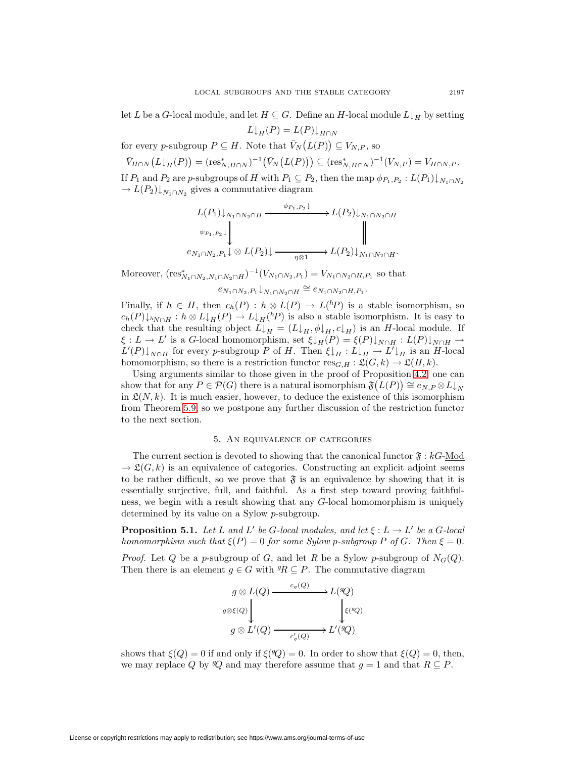let $L$ be a $G$-local module, and let $H \subseteq G$. Define an $H$-local module $L\downarrow_H$ by setting

$$L\downarrow_H(P) = L(P)\downarrow_{H\cap N}$$

for every $p$-subgroup $P \subseteq H$. Note that $\bar{V}_N\big(L(P)\big) \subseteq V_{N,P}$, so

$$\bar{V}_{H\cap N}\big(L\downarrow_H(P)\big) = (\mathrm{res}^*_{N,H\cap N})^{-1}\big(\bar{V}_N\big(L(P)\big)\big) \subseteq (\mathrm{res}^*_{N,H\cap N})^{-1}(V_{N,P}) = V_{H\cap N,P}.$$

If $P_1$ and $P_2$ are $p$-subgroups of $H$ with $P_1 \subseteq P_2$, then the map $\phi_{P_1,P_2} : L(P_1)\downarrow_{N_1\cap N_2} \to L(P_2)\downarrow_{N_1\cap N_2}$ gives a commutative diagram

$$\begin{array}{ccc}
L(P_1)\downarrow_{N_1\cap N_2\cap H} & \xrightarrow{\ \phi_{P_1,P_2}\downarrow\ } & L(P_2)\downarrow_{N_1\cap N_2\cap H} \\
\Big\downarrow{\scriptstyle \psi_{P_1,P_2}\downarrow} & & \Big\| \\
e_{N_1\cap N_2,P_1}\downarrow \otimes L(P_2)\downarrow & \xrightarrow[\ \eta\otimes 1\ ]{} & L(P_2)\downarrow_{N_1\cap N_2\cap H}.
\end{array}$$

Moreover, $(\mathrm{res}^*_{N_1\cap N_2,N_1\cap N_2\cap H})^{-1}(V_{N_1\cap N_2,P_1}) = V_{N_1\cap N_2\cap H,P_1}$ so that

$$e_{N_1\cap N_2,P_1}\downarrow_{N_1\cap N_2\cap H} \cong e_{N_1\cap N_2\cap H,P_1}.$$

Finally, if $h \in H$, then $c_h(P) : h \otimes L(P) \to L({}^hP)$ is a stable isomorphism, so $c_h(P)\downarrow_{{}^hN\cap H} : h \otimes L\downarrow_H(P) \to L\downarrow_H({}^hP)$ is also a stable isomorphism. It is easy to check that the resulting object $L\downarrow_H = (L\downarrow_H, \phi\downarrow_H, c\downarrow_H)$ is an $H$-local module. If $\xi : L \to L'$ is a $G$-local homomorphism, set $\xi\downarrow_H(P) = \xi(P)\downarrow_{N\cap H} : L(P)\downarrow_{N\cap H} \to L'(P)\downarrow_{N\cap H}$ for every $p$-subgroup $P$ of $H$. Then $\xi\downarrow_H : L\downarrow_H \to L'\downarrow_H$ is an $H$-local homomorphism, so there is a restriction functor $\mathrm{res}_{G,H} : \mathfrak{L}(G,k) \to \mathfrak{L}(H,k)$.

Using arguments similar to those given in the proof of Proposition 4.2, one can show that for any $P \in \mathcal{P}(G)$ there is a natural isomorphism $\mathfrak{F}\big(L(P)\big) \cong e_{N,P} \otimes L\downarrow_N$ in $\mathfrak{L}(N,k)$. It is much easier, however, to deduce the existence of this isomorphism from Theorem 5.9, so we postpone any further discussion of the restriction functor to the next section.

## 5. An equivalence of categories

The current section is devoted to showing that the canonical functor $\mathfrak{F} : kG\text{-}\underline{\mathrm{Mod}} \to \mathfrak{L}(G,k)$ is an equivalence of categories. Constructing an explicit adjoint seems to be rather difficult, so we prove that $\mathfrak{F}$ is an equivalence by showing that it is essentially surjective, full, and faithful. As a first step toward proving faithfulness, we begin with a result showing that any $G$-local homomorphism is uniquely determined by its value on a Sylow $p$-subgroup.

**Proposition 5.1.** *Let $L$ and $L'$ be $G$-local modules, and let $\xi : L \to L'$ be a $G$-local homomorphism such that $\xi(P) = 0$ for some Sylow $p$-subgroup $P$ of $G$. Then $\xi = 0$.*

*Proof.* Let $Q$ be a $p$-subgroup of $G$, and let $R$ be a Sylow $p$-subgroup of $N_G(Q)$. Then there is an element $g \in G$ with ${}^gR \subseteq P$. The commutative diagram

$$\begin{array}{ccc}
g \otimes L(Q) & \xrightarrow{\ c_g(Q)\ } & L({}^gQ) \\
\Big\downarrow{\scriptstyle g\otimes\xi(Q)} & & \Big\downarrow{\scriptstyle \xi({}^gQ)} \\
g \otimes L'(Q) & \xrightarrow[\ c'_g(Q)\ ]{} & L'({}^gQ)
\end{array}$$

shows that $\xi(Q) = 0$ if and only if $\xi({}^gQ) = 0$. In order to show that $\xi(Q) = 0$, then, we may replace $Q$ by ${}^gQ$ and may therefore assume that $g = 1$ and that $R \subseteq P$.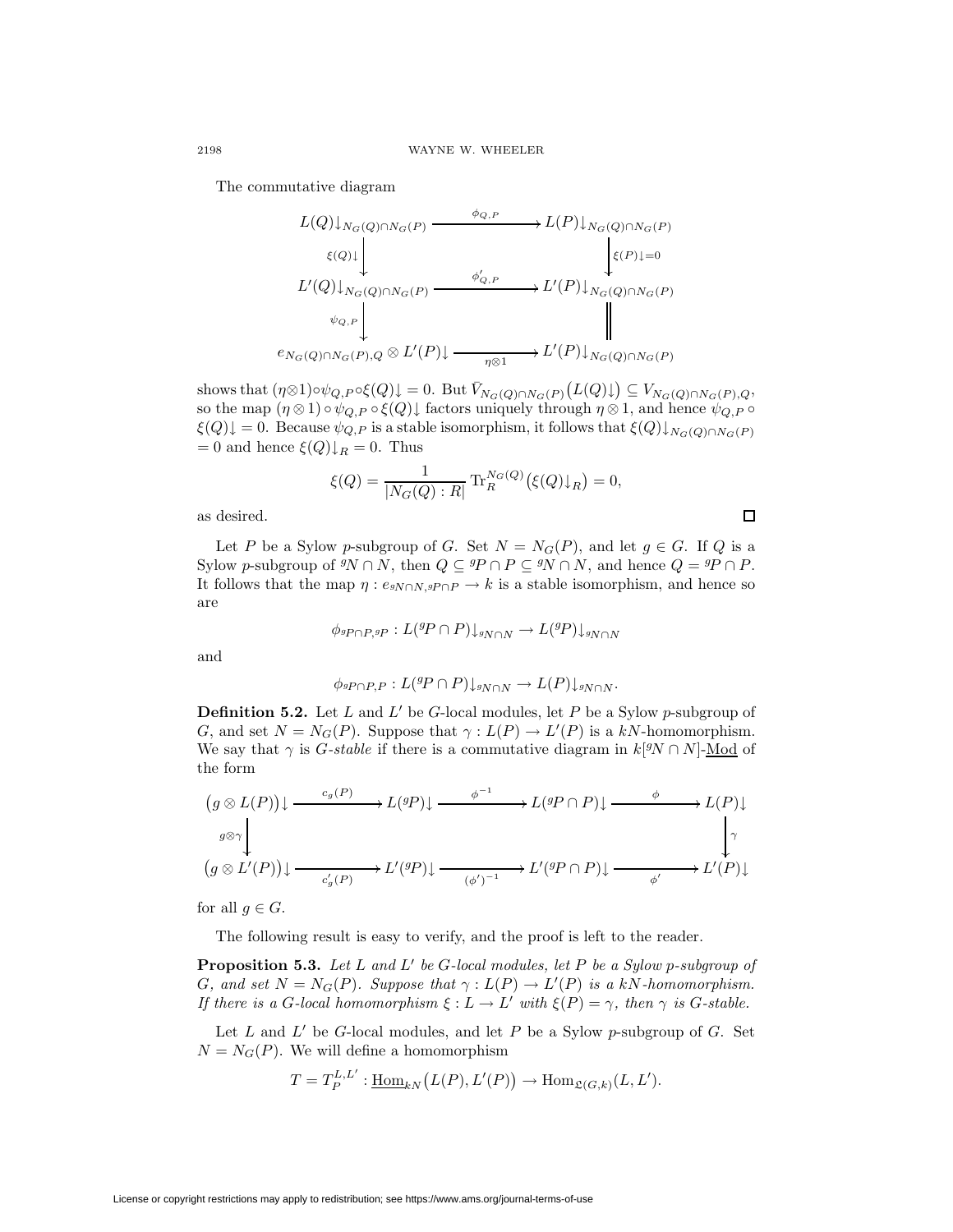The commutative diagram

$$\begin{array}{ccc}
L(Q)\downarrow_{N_G(Q)\cap N_G(P)} & \xrightarrow{\phi_{Q,P}} & L(P)\downarrow_{N_G(Q)\cap N_G(P)} \\
\Big\downarrow{\scriptstyle \xi(Q)\downarrow} & & \Big\downarrow{\scriptstyle \xi(P)\downarrow = 0} \\
L'(Q)\downarrow_{N_G(Q)\cap N_G(P)} & \xrightarrow{\phi'_{Q,P}} & L'(P)\downarrow_{N_G(Q)\cap N_G(P)} \\
\Big\downarrow{\scriptstyle \psi_{Q,P}} & & \Big\| \\
e_{N_G(Q)\cap N_G(P),Q} \otimes L'(P)\downarrow & \xrightarrow[\eta\otimes 1]{} & L'(P)\downarrow_{N_G(Q)\cap N_G(P)}
\end{array}$$

shows that $(\eta\otimes 1)\circ\psi_{Q,P}\circ\xi(Q)\downarrow = 0$. But $\bar{V}_{N_G(Q)\cap N_G(P)}\big(L(Q)\downarrow\big) \subseteq V_{N_G(Q)\cap N_G(P),Q}$, so the map $(\eta\otimes 1)\circ\psi_{Q,P}\circ\xi(Q)\downarrow$ factors uniquely through $\eta\otimes 1$, and hence $\psi_{Q,P}\circ \xi(Q)\downarrow = 0$. Because $\psi_{Q,P}$ is a stable isomorphism, it follows that $\xi(Q)\downarrow_{N_G(Q)\cap N_G(P)} = 0$ and hence $\xi(Q)\downarrow_R = 0$. Thus

$$\xi(Q) = \frac{1}{|N_G(Q):R|}\operatorname{Tr}_R^{N_G(Q)}\big(\xi(Q)\downarrow_R\big) = 0,$$

as desired. ∎

Let $P$ be a Sylow $p$-subgroup of $G$. Set $N = N_G(P)$, and let $g\in G$. If $Q$ is a Sylow $p$-subgroup of ${}^gN\cap N$, then $Q \subseteq {}^gP\cap P \subseteq {}^gN\cap N$, and hence $Q = {}^gP\cap P$. It follows that the map $\eta : e_{{}^gN\cap N, {}^gP\cap P}\to k$ is a stable isomorphism, and hence so are

$$\phi_{{}^gP\cap P, {}^gP} : L({}^gP\cap P)\downarrow_{{}^gN\cap N} \to L({}^gP)\downarrow_{{}^gN\cap N}$$

and

$$\phi_{{}^gP\cap P, P} : L({}^gP\cap P)\downarrow_{{}^gN\cap N} \to L(P)\downarrow_{{}^gN\cap N}.$$

**Definition 5.2.** Let $L$ and $L'$ be $G$-local modules, let $P$ be a Sylow $p$-subgroup of $G$, and set $N = N_G(P)$. Suppose that $\gamma : L(P)\to L'(P)$ is a $kN$-homomorphism. We say that $\gamma$ is *$G$-stable* if there is a commutative diagram in $k[{}^gN\cap N]$-$\underline{\text{Mod}}$ of the form

$$\begin{array}{ccccccc}
\big(g\otimes L(P)\big)\downarrow & \xrightarrow{c_g(P)} & L({}^gP)\downarrow & \xrightarrow{\phi^{-1}} & L({}^gP\cap P)\downarrow & \xrightarrow{\phi} & L(P)\downarrow \\
\Big\downarrow{\scriptstyle g\otimes\gamma} & & & & & & \Big\downarrow{\scriptstyle \gamma} \\
\big(g\otimes L'(P)\big)\downarrow & \xrightarrow[c'_g(P)]{} & L'({}^gP)\downarrow & \xrightarrow[(\phi')^{-1}]{} & L'({}^gP\cap P)\downarrow & \xrightarrow[\phi']{} & L'(P)\downarrow
\end{array}$$

for all $g\in G$.

The following result is easy to verify, and the proof is left to the reader.

**Proposition 5.3.** *Let $L$ and $L'$ be $G$-local modules, let $P$ be a Sylow $p$-subgroup of $G$, and set $N = N_G(P)$. Suppose that $\gamma : L(P)\to L'(P)$ is a $kN$-homomorphism. If there is a $G$-local homomorphism $\xi : L\to L'$ with $\xi(P) = \gamma$, then $\gamma$ is $G$-stable.*

Let $L$ and $L'$ be $G$-local modules, and let $P$ be a Sylow $p$-subgroup of $G$. Set $N = N_G(P)$. We will define a homomorphism

$$T = T_P^{L,L'} : \underline{\operatorname{Hom}}_{kN}\big(L(P), L'(P)\big) \to \operatorname{Hom}_{\mathfrak{L}(G,k)}(L, L').$$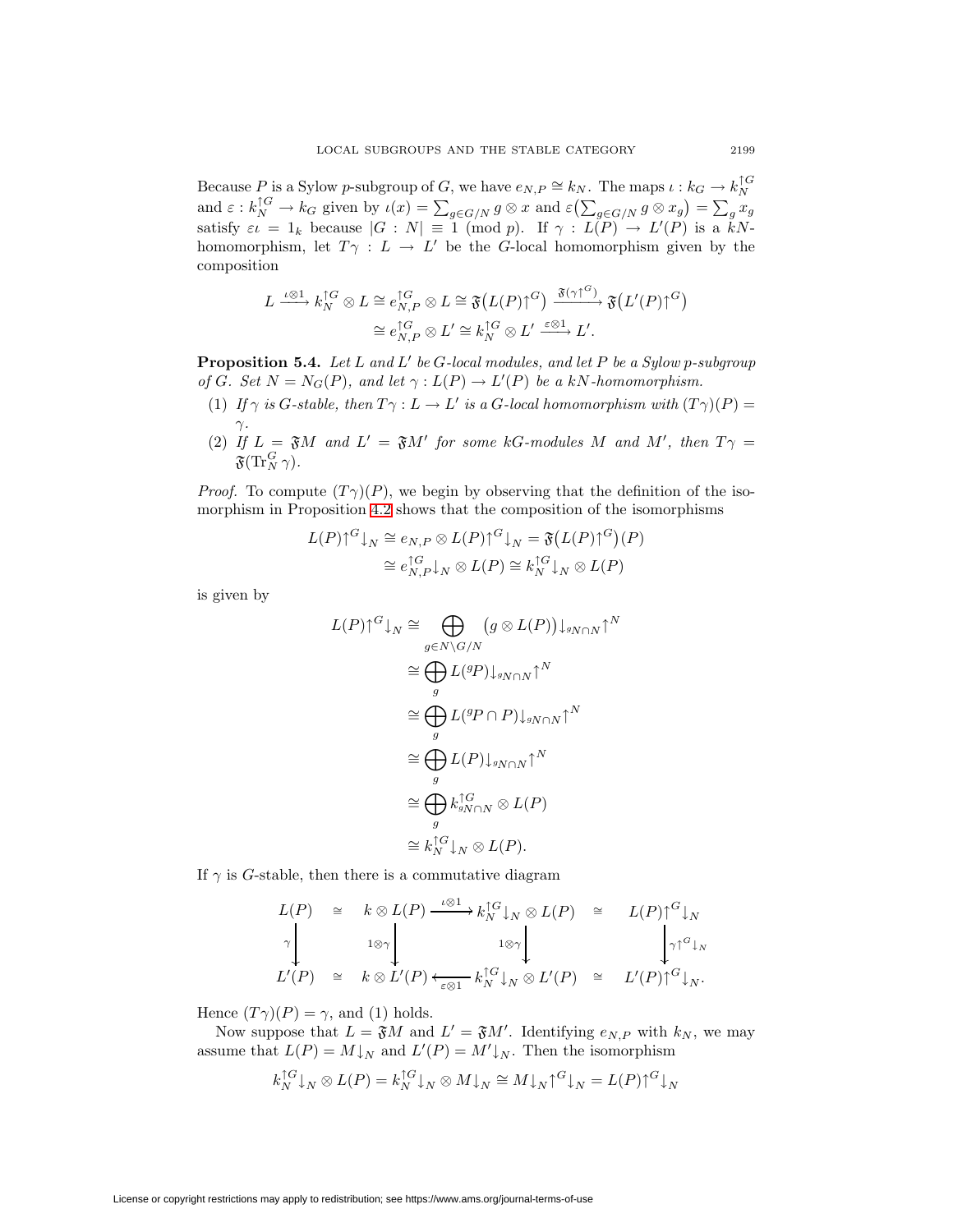Because $P$ is a Sylow $p$-subgroup of $G$, we have $e_{N,P} \cong k_N$. The maps $\iota : k_G \to k_N^{\uparrow G}$ and $\varepsilon : k_N^{\uparrow G} \to k_G$ given by $\iota(x) = \sum_{g \in G/N} g \otimes x$ and $\varepsilon\big(\sum_{g\in G/N} g \otimes x_g\big) = \sum_g x_g$ satisfy $\varepsilon\iota = 1_k$ because $|G : N| \equiv 1 \pmod p$. If $\gamma : L(P) \to L'(P)$ is a $kN$-homomorphism, let $T\gamma : L \to L'$ be the $G$-local homomorphism given by the composition

$$
\begin{aligned}
L \xrightarrow{\iota\otimes 1} k_N^{\uparrow G} \otimes L \cong e_{N,P}^{\uparrow G} \otimes L \cong \mathfrak{F}\big(L(P)\uparrow^G\big) &\xrightarrow{\mathfrak{F}(\gamma\uparrow^G)} \mathfrak{F}\big(L'(P)\uparrow^G\big) \\
&\cong e_{N,P}^{\uparrow G} \otimes L' \cong k_N^{\uparrow G} \otimes L' \xrightarrow{\varepsilon\otimes 1} L'.
\end{aligned}
$$

**Proposition 5.4.** *Let $L$ and $L'$ be $G$-local modules, and let $P$ be a Sylow $p$-subgroup of $G$. Set $N = N_G(P)$, and let $\gamma : L(P) \to L'(P)$ be a $kN$-homomorphism.*

1. *If $\gamma$ is $G$-stable, then $T\gamma : L \to L'$ is a $G$-local homomorphism with $(T\gamma)(P) = \gamma$.*
2. *If $L = \mathfrak{F}M$ and $L' = \mathfrak{F}M'$ for some $kG$-modules $M$ and $M'$, then $T\gamma = \mathfrak{F}(\mathrm{Tr}_N^G\, \gamma)$.*

*Proof.* To compute $(T\gamma)(P)$, we begin by observing that the definition of the isomorphism in Proposition 4.2 shows that the composition of the isomorphisms

$$
\begin{aligned}
L(P)\uparrow^G\downarrow_N \cong e_{N,P} \otimes L(P)\uparrow^G\downarrow_N &= \mathfrak{F}\big(L(P)\uparrow^G\big)(P) \\
&\cong e_{N,P}^{\uparrow G}\downarrow_N \otimes L(P) \cong k_N^{\uparrow G}\downarrow_N \otimes L(P)
\end{aligned}
$$

is given by

$$
\begin{aligned}
L(P)\uparrow^G\downarrow_N &\cong \bigoplus_{g\in N\backslash G/N} \big(g \otimes L(P)\big)\downarrow_{{}^gN\cap N}\uparrow^N \\
&\cong \bigoplus_g L({}^gP)\downarrow_{{}^gN\cap N}\uparrow^N \\
&\cong \bigoplus_g L({}^gP\cap P)\downarrow_{{}^gN\cap N}\uparrow^N \\
&\cong \bigoplus_g L(P)\downarrow_{{}^gN\cap N}\uparrow^N \\
&\cong \bigoplus_g k_{{}^gN\cap N}^{\uparrow G} \otimes L(P) \\
&\cong k_N^{\uparrow G}\downarrow_N \otimes L(P).
\end{aligned}
$$

If $\gamma$ is $G$-stable, then there is a commutative diagram

$$
\begin{array}{ccccccc}
L(P) & \cong & k\otimes L(P) & \xrightarrow{\iota\otimes 1} & k_N^{\uparrow G}\downarrow_N \otimes L(P) & \cong & L(P)\uparrow^G\downarrow_N \\
\Big\downarrow{\scriptstyle \gamma} & & \Big\downarrow{\scriptstyle 1\otimes\gamma} & & \Big\downarrow{\scriptstyle 1\otimes\gamma} & & \Big\downarrow{\scriptstyle \gamma\uparrow^G\downarrow_N} \\
L'(P) & \cong & k\otimes L'(P) & \xleftarrow[\varepsilon\otimes 1]{} & k_N^{\uparrow G}\downarrow_N \otimes L'(P) & \cong & L'(P)\uparrow^G\downarrow_N.
\end{array}
$$

Hence $(T\gamma)(P) = \gamma$, and (1) holds.

Now suppose that $L = \mathfrak{F}M$ and $L' = \mathfrak{F}M'$. Identifying $e_{N,P}$ with $k_N$, we may assume that $L(P) = M\downarrow_N$ and $L'(P) = M'\downarrow_N$. Then the isomorphism

$$
k_N^{\uparrow G}\downarrow_N \otimes L(P) = k_N^{\uparrow G}\downarrow_N \otimes M\downarrow_N \cong M\downarrow_N\uparrow^G\downarrow_N = L(P)\uparrow^G\downarrow_N
$$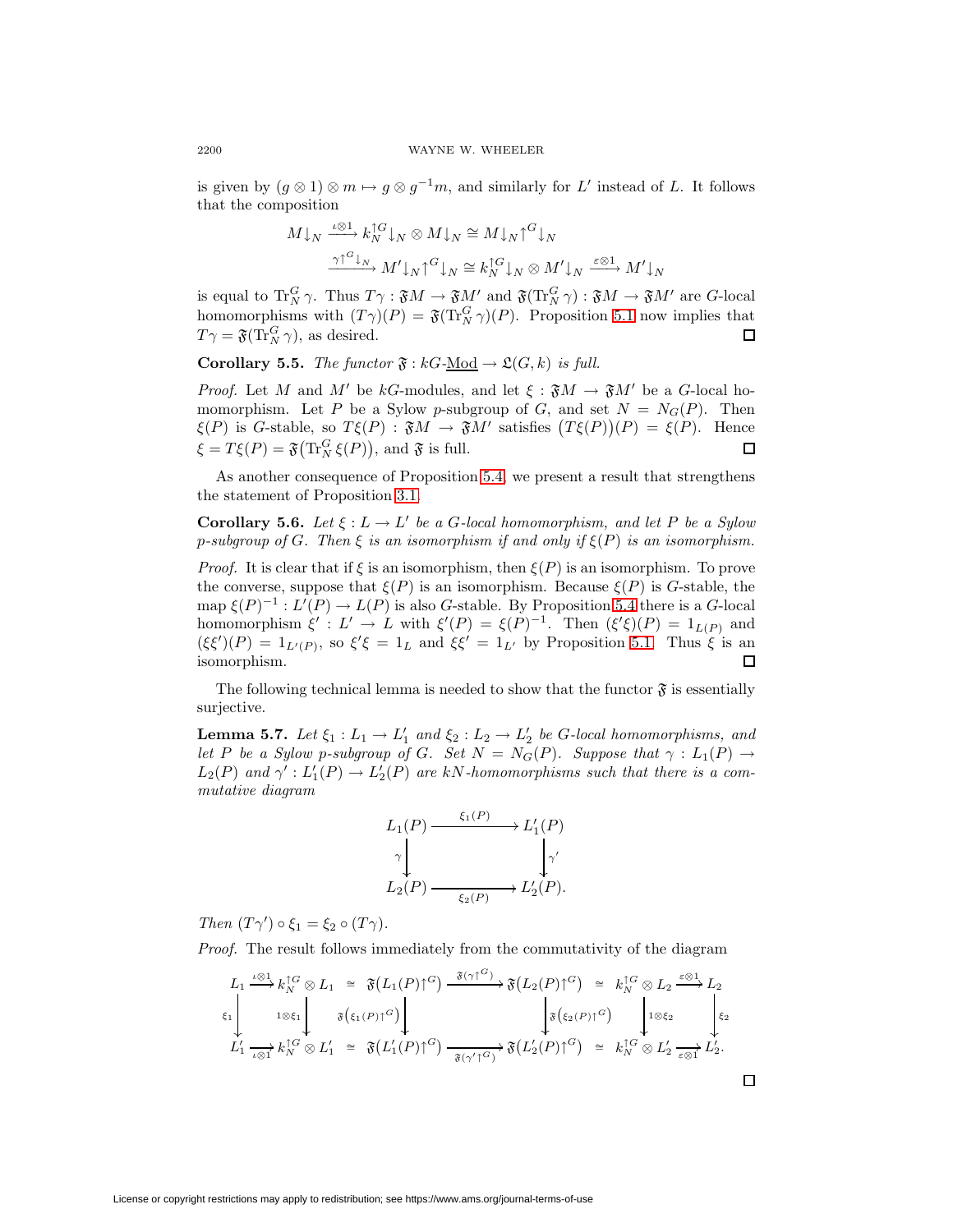is given by $(g \otimes 1) \otimes m \mapsto g \otimes g^{-1}m$, and similarly for $L'$ instead of $L$. It follows that the composition

$$
\begin{aligned}
M{\downarrow_N} &\xrightarrow{\iota\otimes 1} k_N^{\uparrow G}{\downarrow_N} \otimes M{\downarrow_N} \cong M{\downarrow_N}{\uparrow^G}{\downarrow_N} \\
&\xrightarrow{\gamma{\uparrow^G}{\downarrow_N}} M'{\downarrow_N}{\uparrow^G}{\downarrow_N} \cong k_N^{\uparrow G}{\downarrow_N} \otimes M'{\downarrow_N} \xrightarrow{\varepsilon\otimes 1} M'{\downarrow_N}
\end{aligned}
$$

is equal to $\operatorname{Tr}_N^G \gamma$. Thus $T\gamma : \mathfrak{F}M \to \mathfrak{F}M'$ and $\mathfrak{F}(\operatorname{Tr}_N^G \gamma) : \mathfrak{F}M \to \mathfrak{F}M'$ are $G$-local homomorphisms with $(T\gamma)(P) = \mathfrak{F}(\operatorname{Tr}_N^G \gamma)(P)$. Proposition 5.1 now implies that $T\gamma = \mathfrak{F}(\operatorname{Tr}_N^G \gamma)$, as desired. □

**Corollary 5.5.** *The functor $\mathfrak{F} : kG\text{-}\underline{\mathrm{Mod}} \to \mathfrak{L}(G,k)$ is full.*

*Proof.* Let $M$ and $M'$ be $kG$-modules, and let $\xi : \mathfrak{F}M \to \mathfrak{F}M'$ be a $G$-local homomorphism. Let $P$ be a Sylow $p$-subgroup of $G$, and set $N = N_G(P)$. Then $\xi(P)$ is $G$-stable, so $T\xi(P) : \mathfrak{F}M \to \mathfrak{F}M'$ satisfies $\big(T\xi(P)\big)(P) = \xi(P)$. Hence $\xi = T\xi(P) = \mathfrak{F}\big(\operatorname{Tr}_N^G \xi(P)\big)$, and $\mathfrak{F}$ is full. □

As another consequence of Proposition 5.4, we present a result that strengthens the statement of Proposition 3.1.

**Corollary 5.6.** *Let $\xi : L \to L'$ be a $G$-local homomorphism, and let $P$ be a Sylow $p$-subgroup of $G$. Then $\xi$ is an isomorphism if and only if $\xi(P)$ is an isomorphism.*

*Proof.* It is clear that if $\xi$ is an isomorphism, then $\xi(P)$ is an isomorphism. To prove the converse, suppose that $\xi(P)$ is an isomorphism. Because $\xi(P)$ is $G$-stable, the map $\xi(P)^{-1} : L'(P) \to L(P)$ is also $G$-stable. By Proposition 5.4 there is a $G$-local homomorphism $\xi' : L' \to L$ with $\xi'(P) = \xi(P)^{-1}$. Then $(\xi'\xi)(P) = 1_{L(P)}$ and $(\xi\xi')(P) = 1_{L'(P)}$, so $\xi'\xi = 1_L$ and $\xi\xi' = 1_{L'}$ by Proposition 5.1. Thus $\xi$ is an isomorphism. □

The following technical lemma is needed to show that the functor $\mathfrak{F}$ is essentially surjective.

**Lemma 5.7.** *Let $\xi_1 : L_1 \to L_1'$ and $\xi_2 : L_2 \to L_2'$ be $G$-local homomorphisms, and let $P$ be a Sylow $p$-subgroup of $G$. Set $N = N_G(P)$. Suppose that $\gamma : L_1(P) \to L_2(P)$ and $\gamma' : L_1'(P) \to L_2'(P)$ are $kN$-homomorphisms such that there is a commutative diagram*

$$
\begin{array}{ccc}
L_1(P) & \xrightarrow{\xi_1(P)} & L_1'(P) \\
\gamma \big\downarrow & & \big\downarrow \gamma' \\
L_2(P) & \xrightarrow[\xi_2(P)]{} & L_2'(P).
\end{array}
$$

*Then $(T\gamma') \circ \xi_1 = \xi_2 \circ (T\gamma)$.*

*Proof.* The result follows immediately from the commutativity of the diagram

$$
\begin{array}{ccccccccccc}
L_1 & \xrightarrow{\iota\otimes 1} & k_N^{\uparrow G} \otimes L_1 & \simeq & \mathfrak{F}\big(L_1(P){\uparrow^G}\big) & \xrightarrow{\mathfrak{F}(\gamma{\uparrow^G})} & \mathfrak{F}\big(L_2(P){\uparrow^G}\big) & \simeq & k_N^{\uparrow G} \otimes L_2 & \xrightarrow{\varepsilon\otimes 1} & L_2 \\
\xi_1 \big\downarrow & & \big\downarrow 1\otimes\xi_1 & & \big\downarrow \mathfrak{F}\left(\xi_1(P){\uparrow^G}\right) & & \big\downarrow \mathfrak{F}\left(\xi_2(P){\uparrow^G}\right) & & \big\downarrow 1\otimes\xi_2 & & \big\downarrow \xi_2 \\
L_1' & \xrightarrow[\iota\otimes 1]{} & k_N^{\uparrow G} \otimes L_1' & \simeq & \mathfrak{F}\big(L_1'(P){\uparrow^G}\big) & \xrightarrow[\mathfrak{F}(\gamma'{\uparrow^G})]{} & \mathfrak{F}\big(L_2'(P){\uparrow^G}\big) & \simeq & k_N^{\uparrow G} \otimes L_2' & \xrightarrow[\varepsilon\otimes 1]{} & L_2'.
\end{array}
$$

□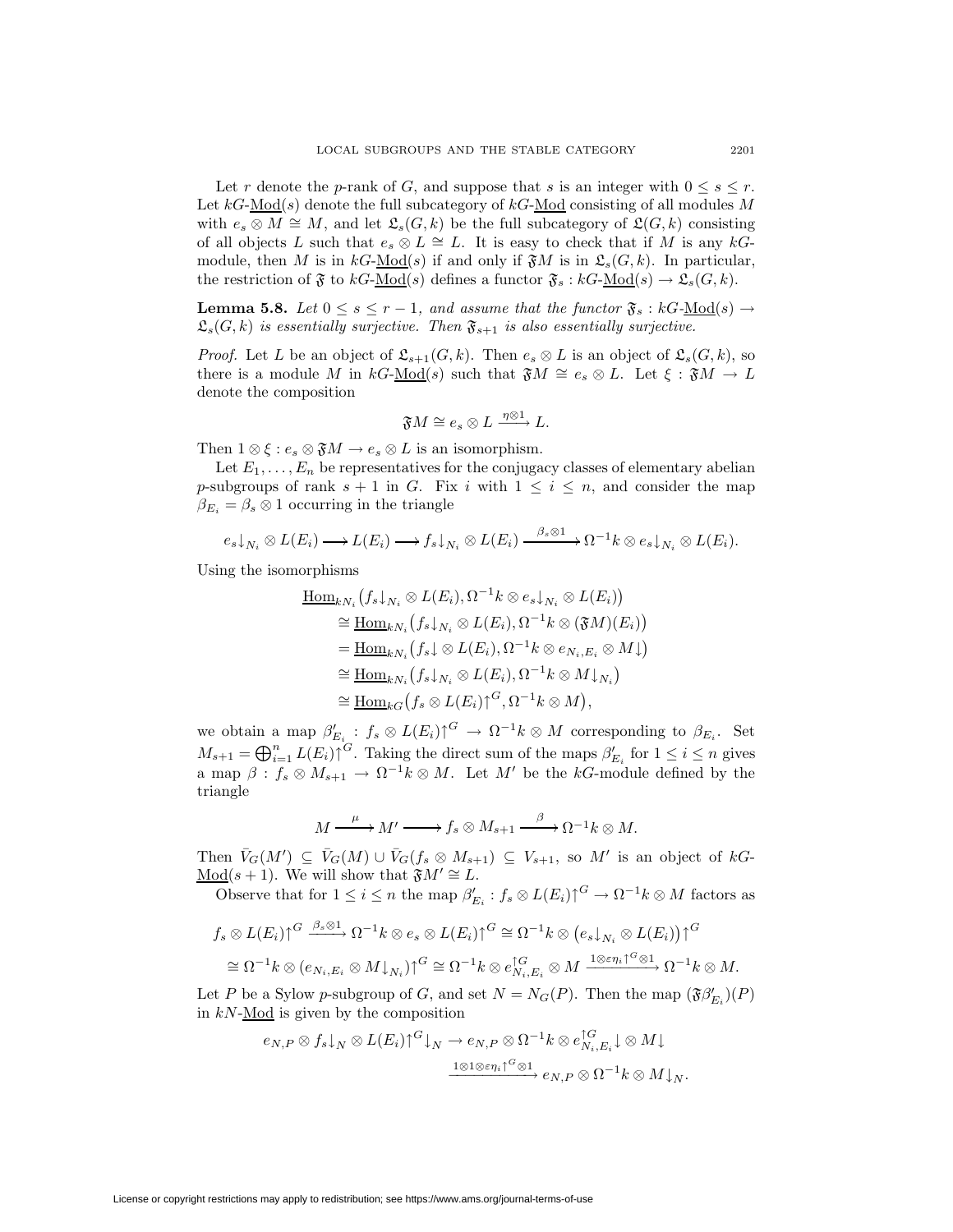Let $r$ denote the $p$-rank of $G$, and suppose that $s$ is an integer with $0 \le s \le r$. Let $kG\text{-}\underline{\mathrm{Mod}}(s)$ denote the full subcategory of $kG\text{-}\underline{\mathrm{Mod}}$ consisting of all modules $M$ with $e_s \otimes M \cong M$, and let $\mathfrak{L}_s(G,k)$ be the full subcategory of $\mathfrak{L}(G,k)$ consisting of all objects $L$ such that $e_s \otimes L \cong L$. It is easy to check that if $M$ is any $kG$-module, then $M$ is in $kG\text{-}\underline{\mathrm{Mod}}(s)$ if and only if $\mathfrak{F}M$ is in $\mathfrak{L}_s(G,k)$. In particular, the restriction of $\mathfrak{F}$ to $kG\text{-}\underline{\mathrm{Mod}}(s)$ defines a functor $\mathfrak{F}_s : kG\text{-}\underline{\mathrm{Mod}}(s) \to \mathfrak{L}_s(G,k)$.

**Lemma 5.8.** *Let $0 \le s \le r-1$, and assume that the functor $\mathfrak{F}_s : kG\text{-}\underline{\mathrm{Mod}}(s) \to \mathfrak{L}_s(G,k)$ is essentially surjective. Then $\mathfrak{F}_{s+1}$ is also essentially surjective.*

*Proof.* Let $L$ be an object of $\mathfrak{L}_{s+1}(G,k)$. Then $e_s \otimes L$ is an object of $\mathfrak{L}_s(G,k)$, so there is a module $M$ in $kG\text{-}\underline{\mathrm{Mod}}(s)$ such that $\mathfrak{F}M \cong e_s \otimes L$. Let $\xi : \mathfrak{F}M \to L$ denote the composition

$$\mathfrak{F}M \cong e_s \otimes L \xrightarrow{\eta\otimes 1} L.$$

Then $1 \otimes \xi : e_s \otimes \mathfrak{F}M \to e_s \otimes L$ is an isomorphism.

Let $E_1, \ldots, E_n$ be representatives for the conjugacy classes of elementary abelian $p$-subgroups of rank $s+1$ in $G$. Fix $i$ with $1 \le i \le n$, and consider the map $\beta_{E_i} = \beta_s \otimes 1$ occurring in the triangle

$$e_s{\downarrow_{N_i}} \otimes L(E_i) \longrightarrow L(E_i) \longrightarrow f_s{\downarrow_{N_i}} \otimes L(E_i) \xrightarrow{\beta_s\otimes 1} \Omega^{-1}k \otimes e_s{\downarrow_{N_i}} \otimes L(E_i).$$

Using the isomorphisms

$$\begin{aligned}
&\underline{\mathrm{Hom}}_{kN_i}\big(f_s{\downarrow_{N_i}} \otimes L(E_i), \Omega^{-1}k \otimes e_s{\downarrow_{N_i}} \otimes L(E_i)\big)\\
&\quad\cong \underline{\mathrm{Hom}}_{kN_i}\big(f_s{\downarrow_{N_i}} \otimes L(E_i), \Omega^{-1}k \otimes (\mathfrak{F}M)(E_i)\big)\\
&\quad= \underline{\mathrm{Hom}}_{kN_i}\big(f_s{\downarrow} \otimes L(E_i), \Omega^{-1}k \otimes e_{N_i,E_i} \otimes M{\downarrow}\big)\\
&\quad\cong \underline{\mathrm{Hom}}_{kN_i}\big(f_s{\downarrow_{N_i}} \otimes L(E_i), \Omega^{-1}k \otimes M{\downarrow_{N_i}}\big)\\
&\quad\cong \underline{\mathrm{Hom}}_{kG}\big(f_s \otimes L(E_i){\uparrow^G}, \Omega^{-1}k \otimes M\big),
\end{aligned}$$

we obtain a map $\beta'_{E_i} : f_s \otimes L(E_i){\uparrow^G} \to \Omega^{-1}k \otimes M$ corresponding to $\beta_{E_i}$. Set $M_{s+1} = \bigoplus_{i=1}^n L(E_i){\uparrow^G}$. Taking the direct sum of the maps $\beta'_{E_i}$ for $1 \le i \le n$ gives a map $\beta : f_s \otimes M_{s+1} \to \Omega^{-1}k \otimes M$. Let $M'$ be the $kG$-module defined by the triangle

$$M \xrightarrow{\mu} M' \longrightarrow f_s \otimes M_{s+1} \xrightarrow{\beta} \Omega^{-1}k \otimes M.$$

Then $\bar{V}_G(M') \subseteq \bar{V}_G(M) \cup \bar{V}_G(f_s \otimes M_{s+1}) \subseteq V_{s+1}$, so $M'$ is an object of $kG\text{-}\underline{\mathrm{Mod}}(s+1)$. We will show that $\mathfrak{F}M' \cong L$.

Observe that for $1 \le i \le n$ the map $\beta'_{E_i} : f_s \otimes L(E_i){\uparrow^G} \to \Omega^{-1}k \otimes M$ factors as

$$\begin{aligned}
f_s \otimes L(E_i){\uparrow^G} &\xrightarrow{\beta_s\otimes 1} \Omega^{-1}k \otimes e_s \otimes L(E_i){\uparrow^G} \cong \Omega^{-1}k \otimes \big(e_s{\downarrow_{N_i}} \otimes L(E_i)\big){\uparrow^G}\\
&\cong \Omega^{-1}k \otimes (e_{N_i,E_i} \otimes M{\downarrow_{N_i}}){\uparrow^G} \cong \Omega^{-1}k \otimes e_{N_i,E_i}^{\uparrow G} \otimes M \xrightarrow{1\otimes\varepsilon\eta_i{\uparrow^G}\otimes 1} \Omega^{-1}k \otimes M.
\end{aligned}$$

Let $P$ be a Sylow $p$-subgroup of $G$, and set $N = N_G(P)$. Then the map $(\mathfrak{F}\beta'_{E_i})(P)$ in $kN\text{-}\underline{\mathrm{Mod}}$ is given by the composition

$$\begin{aligned}
e_{N,P} \otimes f_s{\downarrow_N} \otimes L(E_i){\uparrow^G}{\downarrow_N} &\to e_{N,P} \otimes \Omega^{-1}k \otimes e_{N_i,E_i}^{\uparrow G}{\downarrow} \otimes M{\downarrow}\\
&\xrightarrow{1\otimes 1\otimes\varepsilon\eta_i{\uparrow^G}\otimes 1} e_{N,P} \otimes \Omega^{-1}k \otimes M{\downarrow_N}.
\end{aligned}$$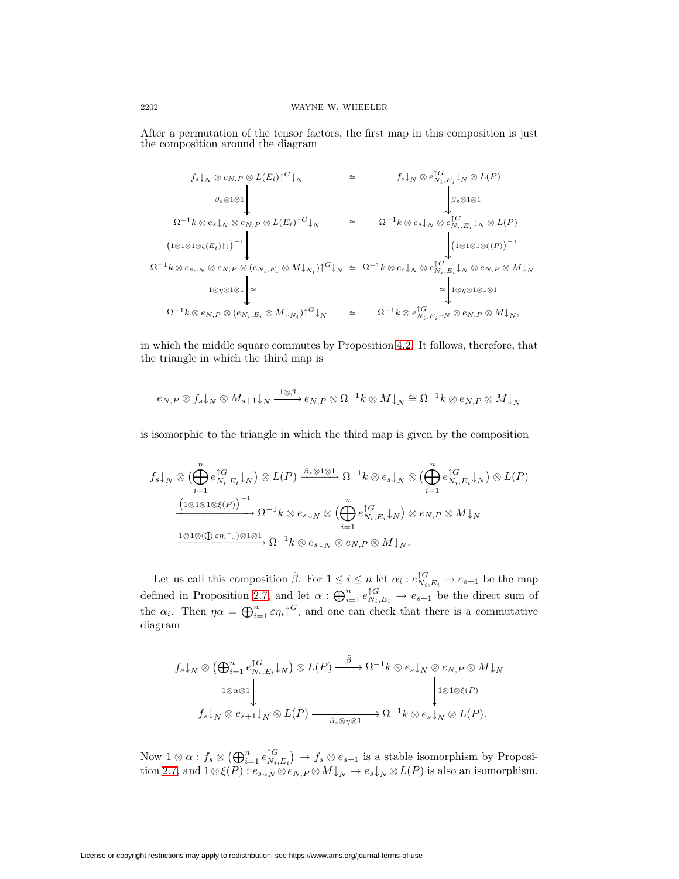After a permutation of the tensor factors, the first map in this composition is just the composition around the diagram

$$
\begin{array}{ccc}
f_s{\downarrow_N} \otimes e_{N,P} \otimes L(E_i){\uparrow^G}{\downarrow_N} & \cong & f_s{\downarrow_N} \otimes e_{N_i,E_i}^{\uparrow G}{\downarrow_N} \otimes L(P) \\
\Big\downarrow {\scriptstyle \beta_s \otimes 1 \otimes 1} & & \Big\downarrow {\scriptstyle \beta_s \otimes 1 \otimes 1} \\
\Omega^{-1}k \otimes e_s{\downarrow_N} \otimes e_{N,P} \otimes L(E_i){\uparrow^G}{\downarrow_N} & \cong & \Omega^{-1}k \otimes e_s{\downarrow_N} \otimes e_{N_i,E_i}^{\uparrow G}{\downarrow_N} \otimes L(P) \\
\Big\downarrow {\scriptstyle (1\otimes 1 \otimes 1 \otimes \xi(E_i)\uparrow\downarrow)^{-1}} & & \Big\downarrow {\scriptstyle (1\otimes 1\otimes 1\otimes \xi(P))^{-1}} \\
\Omega^{-1}k \otimes e_s{\downarrow_N} \otimes e_{N,P} \otimes (e_{N_i,E_i} \otimes M{\downarrow_{N_i}}){\uparrow^G}{\downarrow_N} & \cong & \Omega^{-1}k \otimes e_s{\downarrow_N} \otimes e_{N_i,E_i}^{\uparrow G}{\downarrow_N} \otimes e_{N,P} \otimes M{\downarrow_N} \\
\Big\downarrow {\scriptstyle 1\otimes \eta \otimes 1 \otimes 1}\ \cong & & \cong\ \Big\downarrow {\scriptstyle 1 \otimes \eta \otimes 1 \otimes 1 \otimes 1} \\
\Omega^{-1}k \otimes e_{N,P} \otimes (e_{N_i,E_i} \otimes M{\downarrow_{N_i}}){\uparrow^G}{\downarrow_N} & \cong & \Omega^{-1}k \otimes e_{N_i,E_i}^{\uparrow G}{\downarrow_N} \otimes e_{N,P} \otimes M{\downarrow_N},
\end{array}
$$

in which the middle square commutes by Proposition 4.2. It follows, therefore, that the triangle in which the third map is

$$
e_{N,P} \otimes f_s{\downarrow_N} \otimes M_{s+1}{\downarrow_N} \xrightarrow{1\otimes\beta} e_{N,P} \otimes \Omega^{-1}k \otimes M{\downarrow_N} \cong \Omega^{-1}k \otimes e_{N,P} \otimes M{\downarrow_N}
$$

is isomorphic to the triangle in which the third map is given by the composition

$$
\begin{aligned}
f_s{\downarrow_N} \otimes \Big(\bigoplus_{i=1}^{n} e_{N_i,E_i}^{\uparrow G}{\downarrow_N}\Big) \otimes L(P) &\xrightarrow{\beta_s \otimes 1 \otimes 1} \Omega^{-1}k \otimes e_s{\downarrow_N} \otimes \Big(\bigoplus_{i=1}^{n} e_{N_i,E_i}^{\uparrow G}{\downarrow_N}\Big) \otimes L(P) \\
&\xrightarrow{(1\otimes 1 \otimes 1 \otimes \xi(P))^{-1}} \Omega^{-1}k \otimes e_s{\downarrow_N} \otimes \Big(\bigoplus_{i=1}^{n} e_{N_i,E_i}^{\uparrow G}{\downarrow_N}\Big) \otimes e_{N,P} \otimes M{\downarrow_N} \\
&\xrightarrow{1\otimes 1 \otimes (\bigoplus \varepsilon\eta_i\uparrow\downarrow)\otimes 1 \otimes 1} \Omega^{-1}k \otimes e_s{\downarrow_N} \otimes e_{N,P} \otimes M{\downarrow_N}.
\end{aligned}
$$

Let us call this composition $\tilde{\beta}$. For $1 \leq i \leq n$ let $\alpha_i : e_{N_i,E_i}^{\uparrow G} \to e_{s+1}$ be the map defined in Proposition 2.7, and let $\alpha : \bigoplus_{i=1}^{n} e_{N_i,E_i}^{\uparrow G} \to e_{s+1}$ be the direct sum of the $\alpha_i$. Then $\eta\alpha = \bigoplus_{i=1}^{n} \varepsilon\eta_i{\uparrow^G}$, and one can check that there is a commutative diagram

$$
\begin{array}{ccc}
f_s{\downarrow_N} \otimes \big(\bigoplus_{i=1}^{n} e_{N_i,E_i}^{\uparrow G}{\downarrow_N}\big) \otimes L(P) & \xrightarrow{\tilde{\beta}} & \Omega^{-1}k \otimes e_s{\downarrow_N} \otimes e_{N,P} \otimes M{\downarrow_N} \\
\Big\downarrow {\scriptstyle 1\otimes\alpha\otimes 1} & & \Big\downarrow {\scriptstyle 1\otimes 1 \otimes \xi(P)} \\
f_s{\downarrow_N} \otimes e_{s+1}{\downarrow_N} \otimes L(P) & \xrightarrow[\beta_s \otimes \eta \otimes 1]{} & \Omega^{-1}k \otimes e_s{\downarrow_N} \otimes L(P).
\end{array}
$$

Now $1 \otimes \alpha : f_s \otimes \big(\bigoplus_{i=1}^{n} e_{N_i,E_i}^{\uparrow G}\big) \to f_s \otimes e_{s+1}$ is a stable isomorphism by Proposition 2.7, and $1 \otimes \xi(P) : e_s{\downarrow_N} \otimes e_{N,P} \otimes M{\downarrow_N} \to e_s{\downarrow_N} \otimes L(P)$ is also an isomorphism.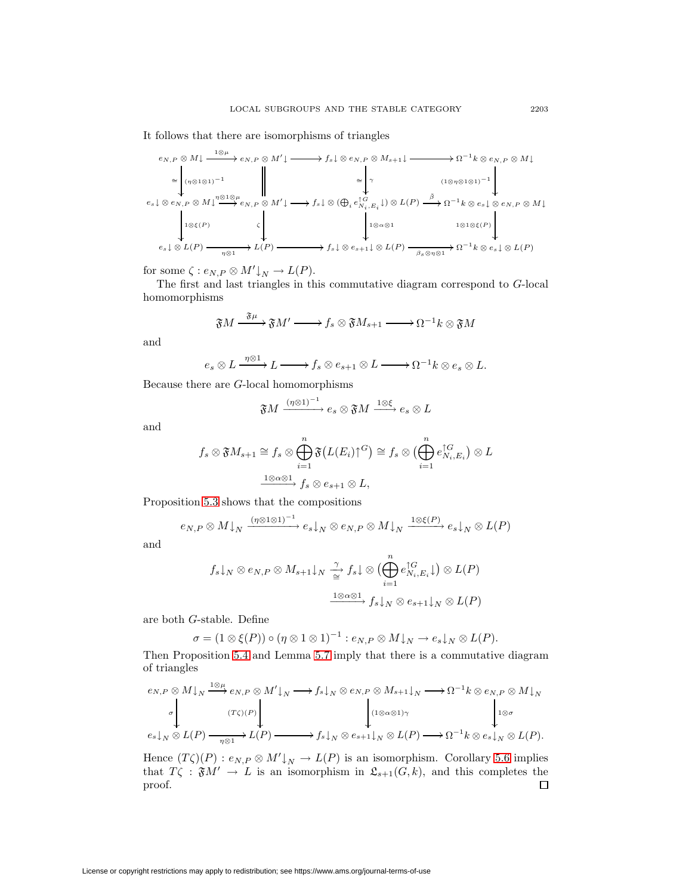It follows that there are isomorphisms of triangles

$$\begin{array}{ccccccc}
e_{N,P}\otimes M{\downarrow} & \xrightarrow{1\otimes\mu} & e_{N,P}\otimes M'{\downarrow} & \longrightarrow & f_s{\downarrow}\otimes e_{N,P}\otimes M_{s+1}{\downarrow} & \longrightarrow & \Omega^{-1}k\otimes e_{N,P}\otimes M{\downarrow} \\
{\cong}\big\downarrow{(\eta\otimes 1\otimes 1)^{-1}} & & \big\| & & {\cong}\big\downarrow{\gamma} & & \big\downarrow{(1\otimes\eta\otimes 1\otimes 1)^{-1}} \\
e_s{\downarrow}\otimes e_{N,P}\otimes M{\downarrow} & \xrightarrow{\eta\otimes 1\otimes\mu} & e_{N,P}\otimes M'{\downarrow} & \longrightarrow & f_s{\downarrow}\otimes(\bigoplus_i e_{N_i,E_i}^{\uparrow G}{\downarrow})\otimes L(P) & \xrightarrow{\beta} & \Omega^{-1}k\otimes e_s{\downarrow}\otimes e_{N,P}\otimes M{\downarrow} \\
\big\downarrow{1\otimes\xi(P)} & & \big\downarrow{\zeta} & & \big\downarrow{1\otimes\alpha\otimes 1} & & \big\downarrow{1\otimes 1\otimes\xi(P)} \\
e_s{\downarrow}\otimes L(P) & \xrightarrow[\eta\otimes 1]{} & L(P) & \longrightarrow & f_s{\downarrow}\otimes e_{s+1}{\downarrow}\otimes L(P) & \xrightarrow[\beta_s\otimes\eta\otimes 1]{} & \Omega^{-1}k\otimes e_s{\downarrow}\otimes L(P)
\end{array}$$

for some $\zeta : e_{N,P}\otimes M'{\downarrow}_N \to L(P)$.

The first and last triangles in this commutative diagram correspond to $G$-local homomorphisms

$$\mathfrak{F}M \xrightarrow{\mathfrak{F}\mu} \mathfrak{F}M' \longrightarrow f_s\otimes\mathfrak{F}M_{s+1} \longrightarrow \Omega^{-1}k\otimes\mathfrak{F}M$$

and

$$e_s\otimes L \xrightarrow{\eta\otimes 1} L \longrightarrow f_s\otimes e_{s+1}\otimes L \longrightarrow \Omega^{-1}k\otimes e_s\otimes L.$$

Because there are $G$-local homomorphisms

$$\mathfrak{F}M \xrightarrow{(\eta\otimes 1)^{-1}} e_s\otimes\mathfrak{F}M \xrightarrow{1\otimes\xi} e_s\otimes L$$

and

$$f_s\otimes\mathfrak{F}M_{s+1} \cong f_s\otimes\bigoplus_{i=1}^{n}\mathfrak{F}\big(L(E_i){\uparrow}^G\big) \cong f_s\otimes\big(\bigoplus_{i=1}^{n} e_{N_i,E_i}^{\uparrow G}\big)\otimes L$$
$$\xrightarrow{1\otimes\alpha\otimes 1} f_s\otimes e_{s+1}\otimes L,$$

Proposition 5.3 shows that the compositions

$$e_{N,P}\otimes M{\downarrow}_N \xrightarrow{(\eta\otimes 1\otimes 1)^{-1}} e_s{\downarrow}_N\otimes e_{N,P}\otimes M{\downarrow}_N \xrightarrow{1\otimes\xi(P)} e_s{\downarrow}_N\otimes L(P)$$

and

$$f_s{\downarrow}_N\otimes e_{N,P}\otimes M_{s+1}{\downarrow}_N \underset{\cong}{\xrightarrow{\gamma}} f_s{\downarrow}\otimes\big(\bigoplus_{i=1}^{n} e_{N_i,E_i}^{\uparrow G}{\downarrow}\big)\otimes L(P)$$
$$\xrightarrow{1\otimes\alpha\otimes 1} f_s{\downarrow}_N\otimes e_{s+1}{\downarrow}_N\otimes L(P)$$

are both $G$-stable. Define

$$\sigma = (1\otimes\xi(P))\circ(\eta\otimes 1\otimes 1)^{-1} : e_{N,P}\otimes M{\downarrow}_N \to e_s{\downarrow}_N\otimes L(P).$$

Then Proposition 5.4 and Lemma 5.7 imply that there is a commutative diagram of triangles

$$\begin{array}{ccccccc}
e_{N,P}\otimes M{\downarrow}_N & \xrightarrow{1\otimes\mu} & e_{N,P}\otimes M'{\downarrow}_N & \longrightarrow & f_s{\downarrow}_N\otimes e_{N,P}\otimes M_{s+1}{\downarrow}_N & \longrightarrow & \Omega^{-1}k\otimes e_{N,P}\otimes M{\downarrow}_N \\
\big\downarrow{\sigma} & & \big\downarrow{(T\zeta)(P)} & & \big\downarrow{(1\otimes\alpha\otimes 1)\gamma} & & \big\downarrow{1\otimes\sigma} \\
e_s{\downarrow}_N\otimes L(P) & \xrightarrow[\eta\otimes 1]{} & L(P) & \longrightarrow & f_s{\downarrow}_N\otimes e_{s+1}{\downarrow}_N\otimes L(P) & \longrightarrow & \Omega^{-1}k\otimes e_s{\downarrow}_N\otimes L(P).
\end{array}$$

Hence $(T\zeta)(P) : e_{N,P}\otimes M'{\downarrow}_N \to L(P)$ is an isomorphism. Corollary 5.6 implies that $T\zeta : \mathfrak{F}M' \to L$ is an isomorphism in $\mathfrak{L}_{s+1}(G,k)$, and this completes the proof. ◻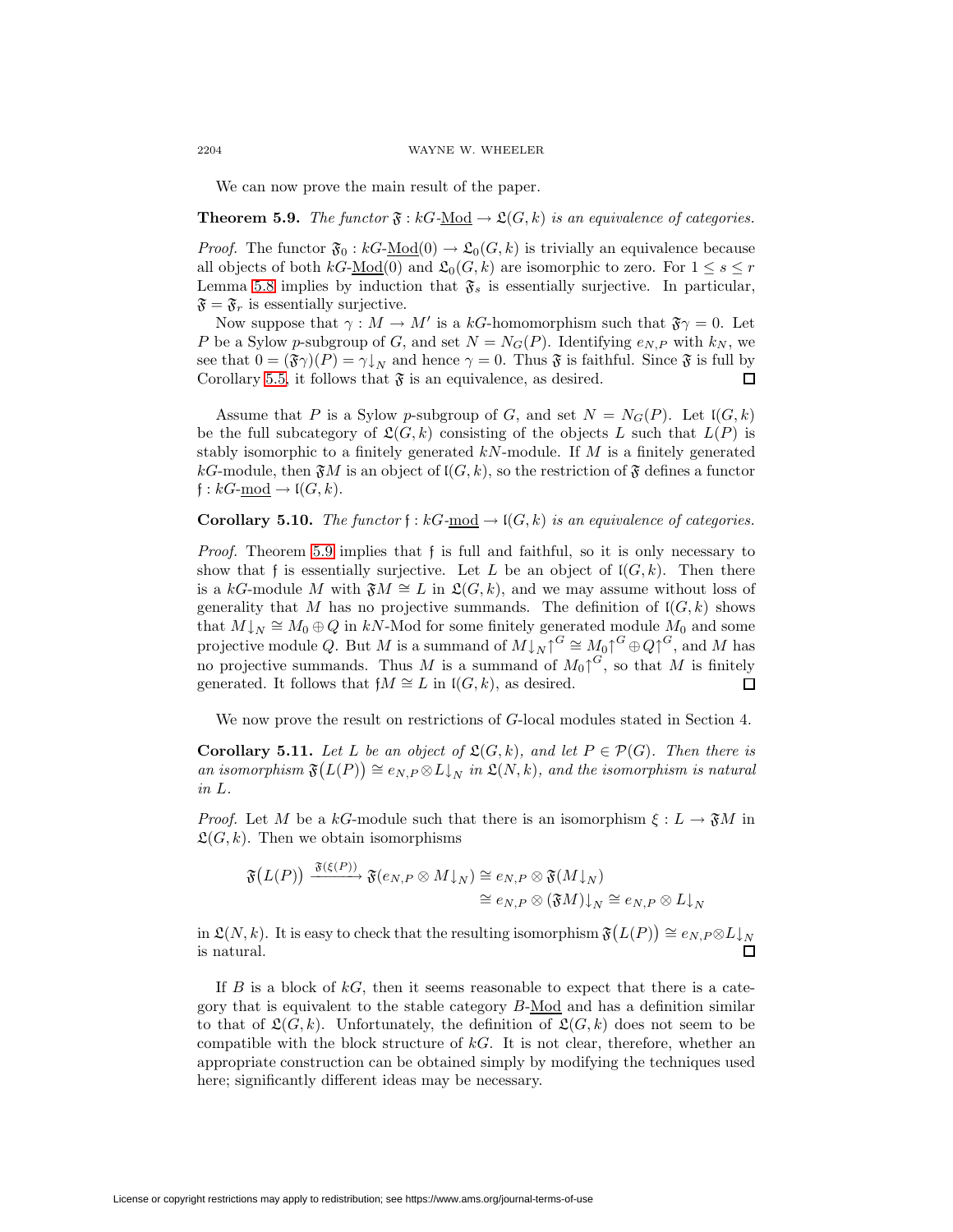We can now prove the main result of the paper.

**Theorem 5.9.** *The functor $\mathfrak{F} : kG\text{-}\underline{\mathrm{Mod}} \to \mathfrak{L}(G,k)$ is an equivalence of categories.*

*Proof.* The functor $\mathfrak{F}_0 : kG\text{-}\underline{\mathrm{Mod}}(0) \to \mathfrak{L}_0(G,k)$ is trivially an equivalence because all objects of both $kG\text{-}\underline{\mathrm{Mod}}(0)$ and $\mathfrak{L}_0(G,k)$ are isomorphic to zero. For $1 \le s \le r$ Lemma 5.8 implies by induction that $\mathfrak{F}_s$ is essentially surjective. In particular, $\mathfrak{F} = \mathfrak{F}_r$ is essentially surjective.

Now suppose that $\gamma : M \to M'$ is a $kG$-homomorphism such that $\mathfrak{F}\gamma = 0$. Let $P$ be a Sylow $p$-subgroup of $G$, and set $N = N_G(P)$. Identifying $e_{N,P}$ with $k_N$, we see that $0 = (\mathfrak{F}\gamma)(P) = \gamma{\downarrow_N}$ and hence $\gamma = 0$. Thus $\mathfrak{F}$ is faithful. Since $\mathfrak{F}$ is full by Corollary 5.5, it follows that $\mathfrak{F}$ is an equivalence, as desired. $\square$

Assume that $P$ is a Sylow $p$-subgroup of $G$, and set $N = N_G(P)$. Let $\mathfrak{l}(G,k)$ be the full subcategory of $\mathfrak{L}(G,k)$ consisting of the objects $L$ such that $L(P)$ is stably isomorphic to a finitely generated $kN$-module. If $M$ is a finitely generated $kG$-module, then $\mathfrak{F}M$ is an object of $\mathfrak{l}(G,k)$, so the restriction of $\mathfrak{F}$ defines a functor $\mathfrak{f} : kG\text{-}\underline{\mathrm{mod}} \to \mathfrak{l}(G,k)$.

**Corollary 5.10.** *The functor $\mathfrak{f} : kG\text{-}\underline{\mathrm{mod}} \to \mathfrak{l}(G,k)$ is an equivalence of categories.*

*Proof.* Theorem 5.9 implies that $\mathfrak{f}$ is full and faithful, so it is only necessary to show that $\mathfrak{f}$ is essentially surjective. Let $L$ be an object of $\mathfrak{l}(G,k)$. Then there is a $kG$-module $M$ with $\mathfrak{F}M \cong L$ in $\mathfrak{L}(G,k)$, and we may assume without loss of generality that $M$ has no projective summands. The definition of $\mathfrak{l}(G,k)$ shows that $M{\downarrow_N} \cong M_0 \oplus Q$ in $kN$-Mod for some finitely generated module $M_0$ and some projective module $Q$. But $M$ is a summand of $M{\downarrow_N}{\uparrow^G} \cong M_0{\uparrow^G} \oplus Q{\uparrow^G}$, and $M$ has no projective summands. Thus $M$ is a summand of $M_0{\uparrow^G}$, so that $M$ is finitely generated. It follows that $\mathfrak{f}M \cong L$ in $\mathfrak{l}(G,k)$, as desired. $\square$

We now prove the result on restrictions of $G$-local modules stated in Section 4.

**Corollary 5.11.** *Let $L$ be an object of $\mathfrak{L}(G,k)$, and let $P \in \mathcal{P}(G)$. Then there is an isomorphism $\mathfrak{F}\big(L(P)\big) \cong e_{N,P} \otimes L{\downarrow_N}$ in $\mathfrak{L}(N,k)$, and the isomorphism is natural in $L$.*

*Proof.* Let $M$ be a $kG$-module such that there is an isomorphism $\xi : L \to \mathfrak{F}M$ in $\mathfrak{L}(G,k)$. Then we obtain isomorphisms

$$\begin{aligned}\mathfrak{F}\big(L(P)\big) \xrightarrow{\mathfrak{F}(\xi(P))} \mathfrak{F}(e_{N,P} \otimes M{\downarrow_N}) &\cong e_{N,P} \otimes \mathfrak{F}(M{\downarrow_N}) \\ &\cong e_{N,P} \otimes (\mathfrak{F}M){\downarrow_N} \cong e_{N,P} \otimes L{\downarrow_N}\end{aligned}$$

in $\mathfrak{L}(N,k)$. It is easy to check that the resulting isomorphism $\mathfrak{F}\big(L(P)\big) \cong e_{N,P} \otimes L{\downarrow_N}$ is natural. $\square$

If $B$ is a block of $kG$, then it seems reasonable to expect that there is a category that is equivalent to the stable category $B$-$\underline{\mathrm{Mod}}$ and has a definition similar to that of $\mathfrak{L}(G,k)$. Unfortunately, the definition of $\mathfrak{L}(G,k)$ does not seem to be compatible with the block structure of $kG$. It is not clear, therefore, whether an appropriate construction can be obtained simply by modifying the techniques used here; significantly different ideas may be necessary.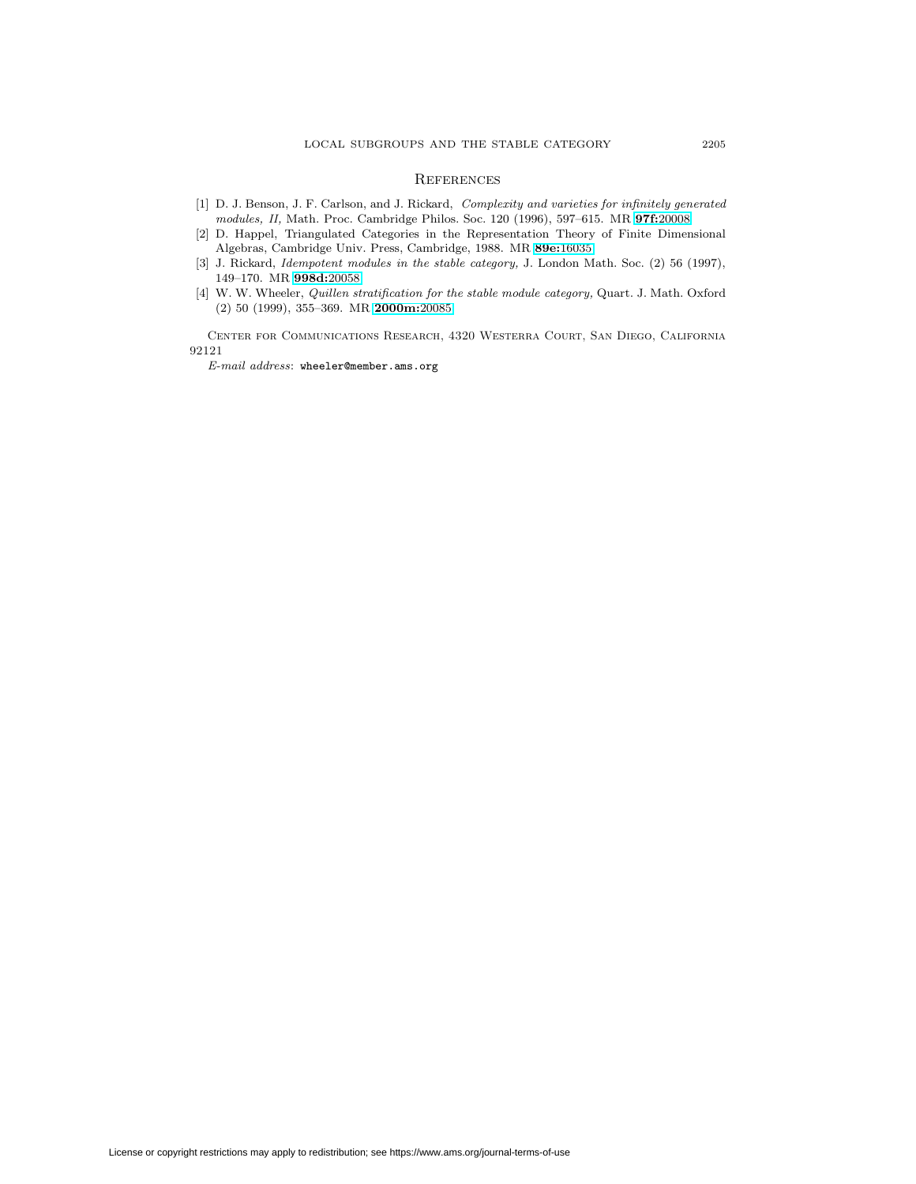## References

[1] D. J. Benson, J. F. Carlson, and J. Rickard, *Complexity and varieties for infinitely generated modules, II,* Math. Proc. Cambridge Philos. Soc. 120 (1996), 597–615. MR **97f:**20008

[2] D. Happel, Triangulated Categories in the Representation Theory of Finite Dimensional Algebras, Cambridge Univ. Press, Cambridge, 1988. MR **89e:**16035

[3] J. Rickard, *Idempotent modules in the stable category,* J. London Math. Soc. (2) 56 (1997), 149–170. MR **998d:**20058

[4] W. W. Wheeler, *Quillen stratification for the stable module category,* Quart. J. Math. Oxford (2) 50 (1999), 355–369. MR **2000m:**20085

Center for Communications Research, 4320 Westerra Court, San Diego, California 92121

*E-mail address*: wheeler@member.ams.org

License or copyright restrictions may apply to redistribution; see https://www.ams.org/journal-terms-of-use